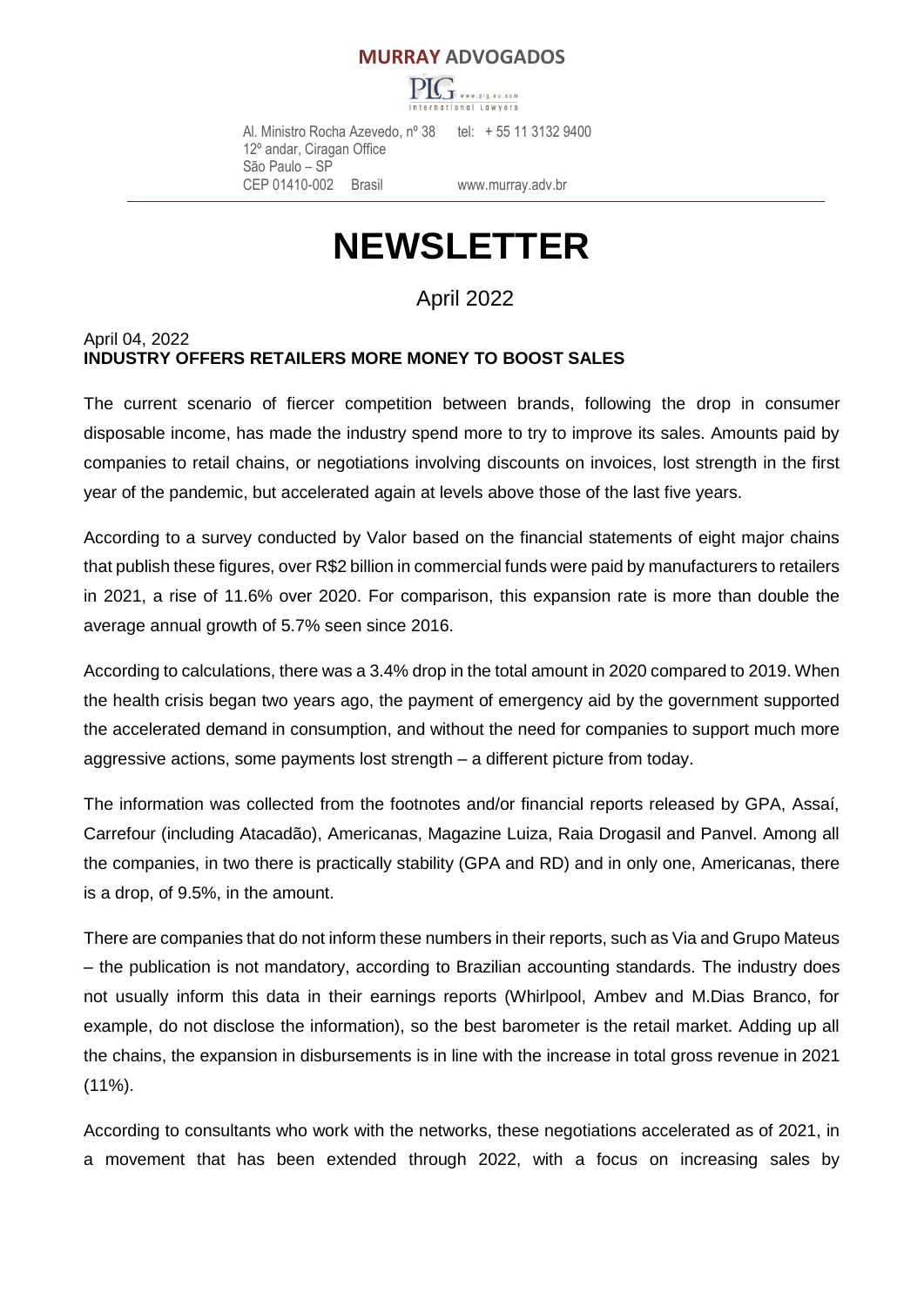**MURRAY ADVOGADOS**

PLG www.plg.eu.com International Lawyers

Al. Ministro Rocha Azevedo, nº 38 tel: + 55 11 3132 9400
12º andar, Ciragan Office
São Paulo – SP
CEP 01410-002 Brasil www.murray.adv.br

# NEWSLETTER

April 2022

April 04, 2022
**INDUSTRY OFFERS RETAILERS MORE MONEY TO BOOST SALES**

The current scenario of fiercer competition between brands, following the drop in consumer disposable income, has made the industry spend more to try to improve its sales. Amounts paid by companies to retail chains, or negotiations involving discounts on invoices, lost strength in the first year of the pandemic, but accelerated again at levels above those of the last five years.

According to a survey conducted by Valor based on the financial statements of eight major chains that publish these figures, over R$2 billion in commercial funds were paid by manufacturers to retailers in 2021, a rise of 11.6% over 2020. For comparison, this expansion rate is more than double the average annual growth of 5.7% seen since 2016.

According to calculations, there was a 3.4% drop in the total amount in 2020 compared to 2019. When the health crisis began two years ago, the payment of emergency aid by the government supported the accelerated demand in consumption, and without the need for companies to support much more aggressive actions, some payments lost strength – a different picture from today.

The information was collected from the footnotes and/or financial reports released by GPA, Assaí, Carrefour (including Atacadão), Americanas, Magazine Luiza, Raia Drogasil and Panvel. Among all the companies, in two there is practically stability (GPA and RD) and in only one, Americanas, there is a drop, of 9.5%, in the amount.

There are companies that do not inform these numbers in their reports, such as Via and Grupo Mateus – the publication is not mandatory, according to Brazilian accounting standards. The industry does not usually inform this data in their earnings reports (Whirlpool, Ambev and M.Dias Branco, for example, do not disclose the information), so the best barometer is the retail market. Adding up all the chains, the expansion in disbursements is in line with the increase in total gross revenue in 2021 (11%).

According to consultants who work with the networks, these negotiations accelerated as of 2021, in a movement that has been extended through 2022, with a focus on increasing sales by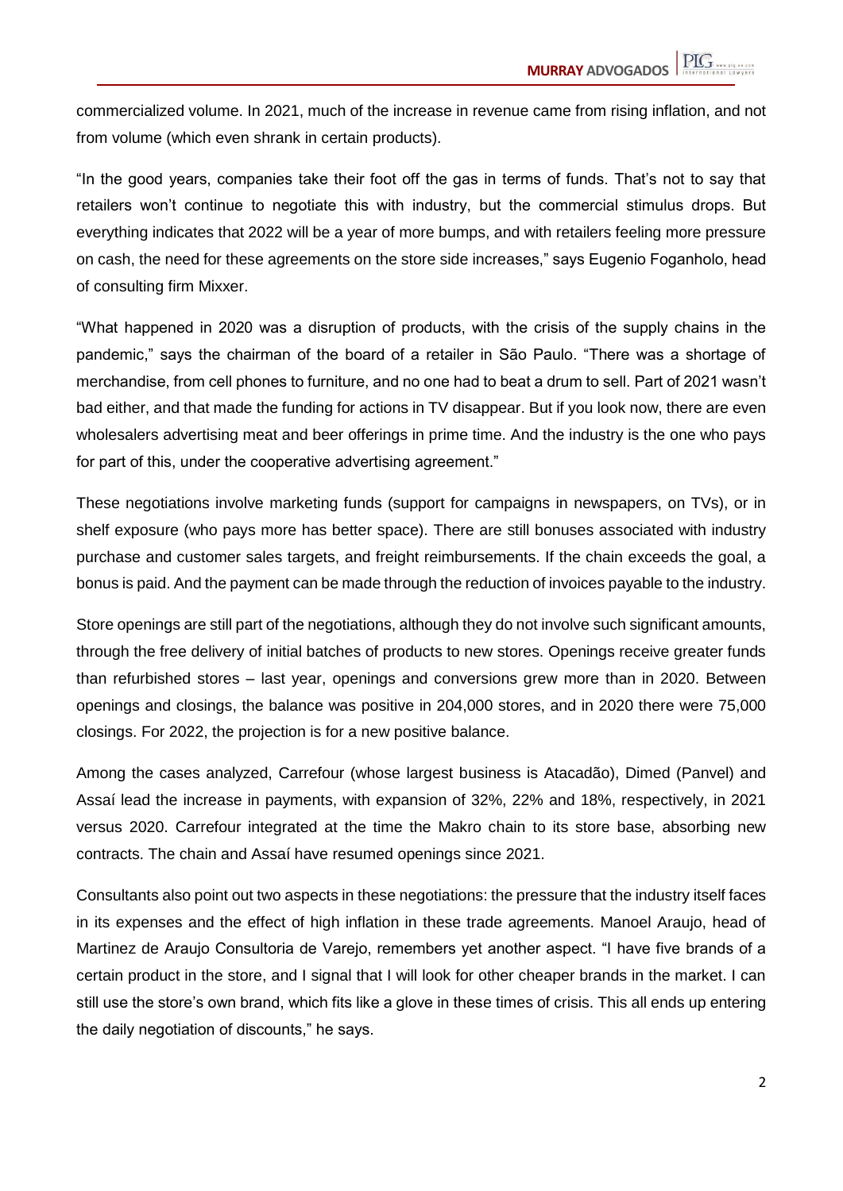commercialized volume. In 2021, much of the increase in revenue came from rising inflation, and not from volume (which even shrank in certain products).

"In the good years, companies take their foot off the gas in terms of funds. That's not to say that retailers won't continue to negotiate this with industry, but the commercial stimulus drops. But everything indicates that 2022 will be a year of more bumps, and with retailers feeling more pressure on cash, the need for these agreements on the store side increases," says Eugenio Foganholo, head of consulting firm Mixxer.

"What happened in 2020 was a disruption of products, with the crisis of the supply chains in the pandemic," says the chairman of the board of a retailer in São Paulo. "There was a shortage of merchandise, from cell phones to furniture, and no one had to beat a drum to sell. Part of 2021 wasn't bad either, and that made the funding for actions in TV disappear. But if you look now, there are even wholesalers advertising meat and beer offerings in prime time. And the industry is the one who pays for part of this, under the cooperative advertising agreement."

These negotiations involve marketing funds (support for campaigns in newspapers, on TVs), or in shelf exposure (who pays more has better space). There are still bonuses associated with industry purchase and customer sales targets, and freight reimbursements. If the chain exceeds the goal, a bonus is paid. And the payment can be made through the reduction of invoices payable to the industry.

Store openings are still part of the negotiations, although they do not involve such significant amounts, through the free delivery of initial batches of products to new stores. Openings receive greater funds than refurbished stores – last year, openings and conversions grew more than in 2020. Between openings and closings, the balance was positive in 204,000 stores, and in 2020 there were 75,000 closings. For 2022, the projection is for a new positive balance.

Among the cases analyzed, Carrefour (whose largest business is Atacadão), Dimed (Panvel) and Assaí lead the increase in payments, with expansion of 32%, 22% and 18%, respectively, in 2021 versus 2020. Carrefour integrated at the time the Makro chain to its store base, absorbing new contracts. The chain and Assaí have resumed openings since 2021.

Consultants also point out two aspects in these negotiations: the pressure that the industry itself faces in its expenses and the effect of high inflation in these trade agreements. Manoel Araujo, head of Martinez de Araujo Consultoria de Varejo, remembers yet another aspect. "I have five brands of a certain product in the store, and I signal that I will look for other cheaper brands in the market. I can still use the store's own brand, which fits like a glove in these times of crisis. This all ends up entering the daily negotiation of discounts," he says.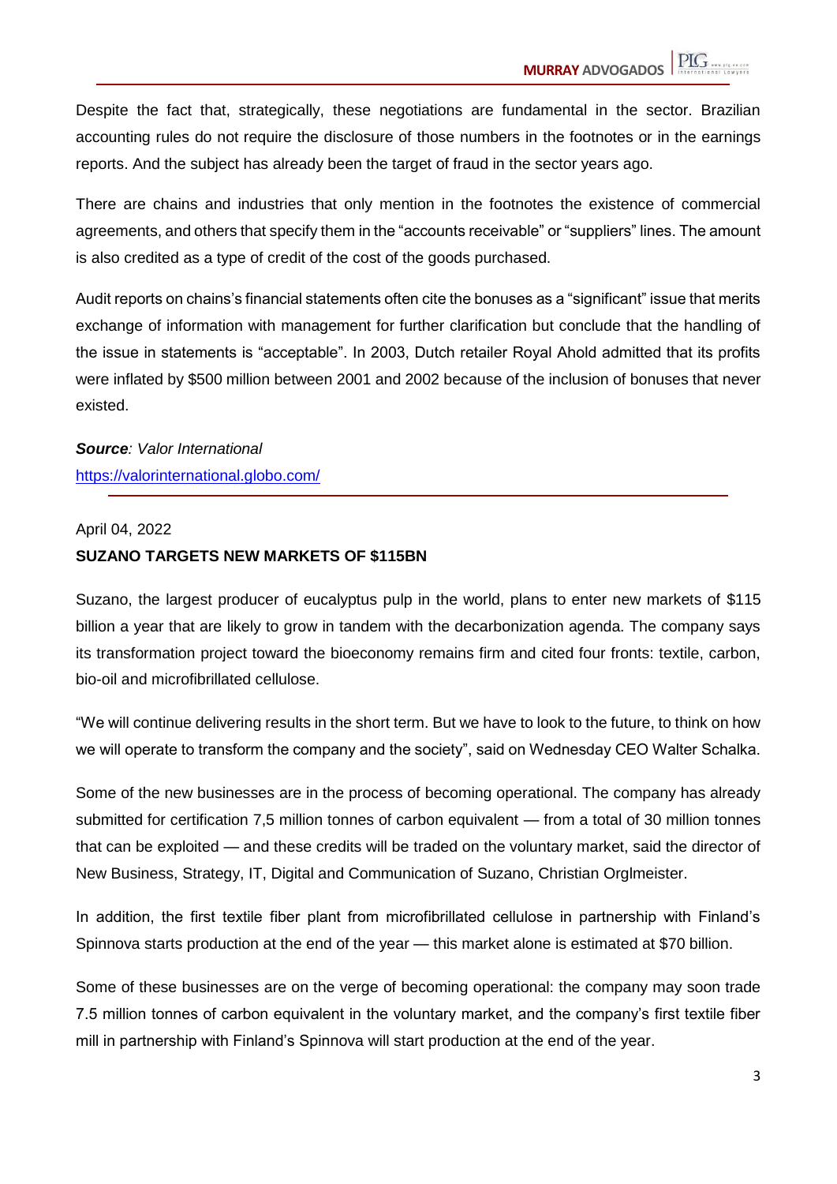Despite the fact that, strategically, these negotiations are fundamental in the sector. Brazilian accounting rules do not require the disclosure of those numbers in the footnotes or in the earnings reports. And the subject has already been the target of fraud in the sector years ago.

There are chains and industries that only mention in the footnotes the existence of commercial agreements, and others that specify them in the "accounts receivable" or "suppliers" lines. The amount is also credited as a type of credit of the cost of the goods purchased.

Audit reports on chains's financial statements often cite the bonuses as a "significant" issue that merits exchange of information with management for further clarification but conclude that the handling of the issue in statements is "acceptable". In 2003, Dutch retailer Royal Ahold admitted that its profits were inflated by $500 million between 2001 and 2002 because of the inclusion of bonuses that never existed.

***Source****: Valor International*
https://valorinternational.globo.com/

---

April 04, 2022

**SUZANO TARGETS NEW MARKETS OF $115BN**

Suzano, the largest producer of eucalyptus pulp in the world, plans to enter new markets of $115 billion a year that are likely to grow in tandem with the decarbonization agenda. The company says its transformation project toward the bioeconomy remains firm and cited four fronts: textile, carbon, bio-oil and microfibrillated cellulose.

"We will continue delivering results in the short term. But we have to look to the future, to think on how we will operate to transform the company and the society", said on Wednesday CEO Walter Schalka.

Some of the new businesses are in the process of becoming operational. The company has already submitted for certification 7,5 million tonnes of carbon equivalent — from a total of 30 million tonnes that can be exploited — and these credits will be traded on the voluntary market, said the director of New Business, Strategy, IT, Digital and Communication of Suzano, Christian Orglmeister.

In addition, the first textile fiber plant from microfibrillated cellulose in partnership with Finland's Spinnova starts production at the end of the year — this market alone is estimated at $70 billion.

Some of these businesses are on the verge of becoming operational: the company may soon trade 7.5 million tonnes of carbon equivalent in the voluntary market, and the company's first textile fiber mill in partnership with Finland's Spinnova will start production at the end of the year.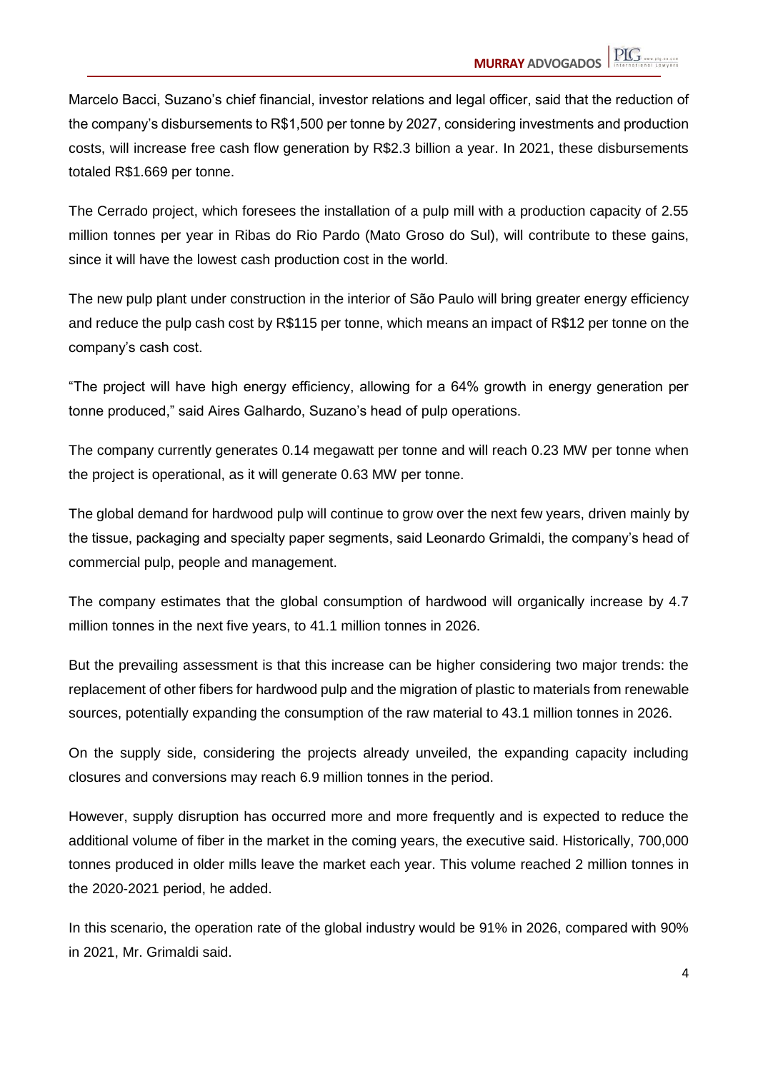Marcelo Bacci, Suzano's chief financial, investor relations and legal officer, said that the reduction of the company's disbursements to R$1,500 per tonne by 2027, considering investments and production costs, will increase free cash flow generation by R$2.3 billion a year. In 2021, these disbursements totaled R$1.669 per tonne.

The Cerrado project, which foresees the installation of a pulp mill with a production capacity of 2.55 million tonnes per year in Ribas do Rio Pardo (Mato Groso do Sul), will contribute to these gains, since it will have the lowest cash production cost in the world.

The new pulp plant under construction in the interior of São Paulo will bring greater energy efficiency and reduce the pulp cash cost by R$115 per tonne, which means an impact of R$12 per tonne on the company's cash cost.

"The project will have high energy efficiency, allowing for a 64% growth in energy generation per tonne produced," said Aires Galhardo, Suzano's head of pulp operations.

The company currently generates 0.14 megawatt per tonne and will reach 0.23 MW per tonne when the project is operational, as it will generate 0.63 MW per tonne.

The global demand for hardwood pulp will continue to grow over the next few years, driven mainly by the tissue, packaging and specialty paper segments, said Leonardo Grimaldi, the company's head of commercial pulp, people and management.

The company estimates that the global consumption of hardwood will organically increase by 4.7 million tonnes in the next five years, to 41.1 million tonnes in 2026.

But the prevailing assessment is that this increase can be higher considering two major trends: the replacement of other fibers for hardwood pulp and the migration of plastic to materials from renewable sources, potentially expanding the consumption of the raw material to 43.1 million tonnes in 2026.

On the supply side, considering the projects already unveiled, the expanding capacity including closures and conversions may reach 6.9 million tonnes in the period.

However, supply disruption has occurred more and more frequently and is expected to reduce the additional volume of fiber in the market in the coming years, the executive said. Historically, 700,000 tonnes produced in older mills leave the market each year. This volume reached 2 million tonnes in the 2020-2021 period, he added.

In this scenario, the operation rate of the global industry would be 91% in 2026, compared with 90% in 2021, Mr. Grimaldi said.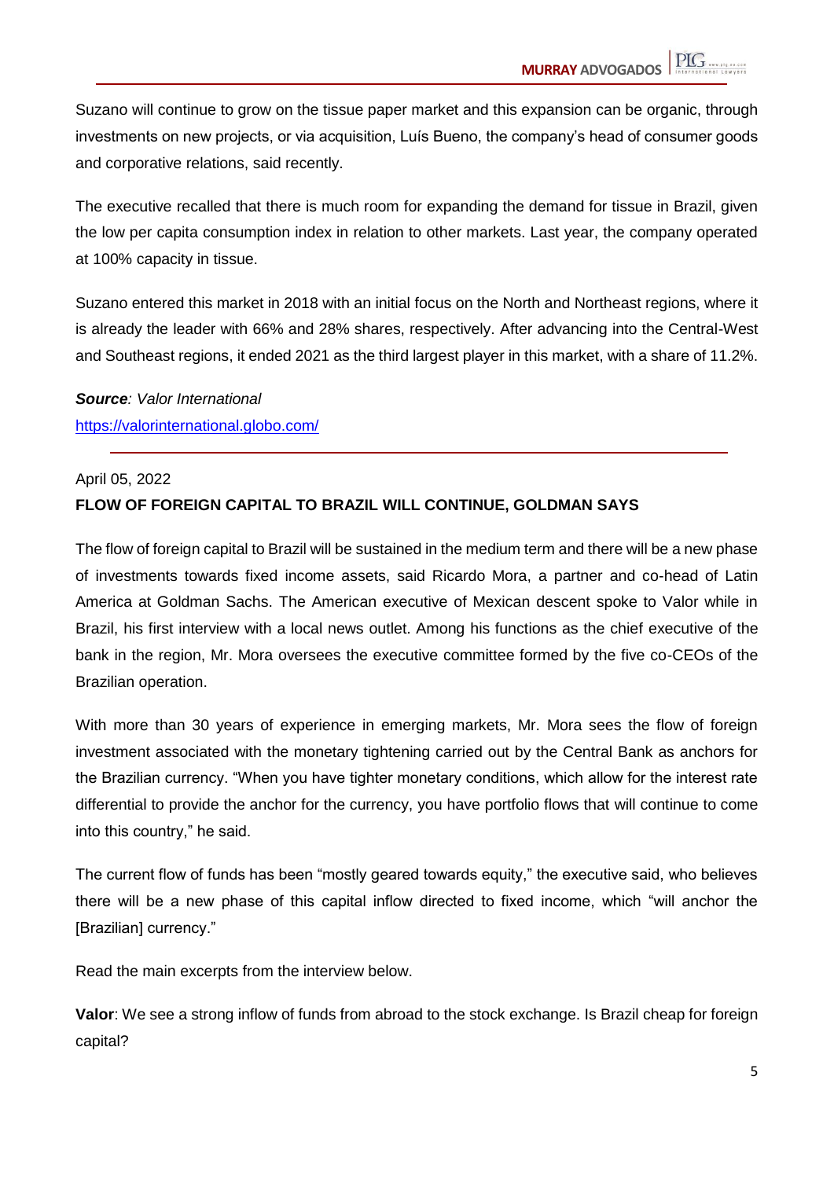Suzano will continue to grow on the tissue paper market and this expansion can be organic, through investments on new projects, or via acquisition, Luís Bueno, the company's head of consumer goods and corporative relations, said recently.

The executive recalled that there is much room for expanding the demand for tissue in Brazil, given the low per capita consumption index in relation to other markets. Last year, the company operated at 100% capacity in tissue.

Suzano entered this market in 2018 with an initial focus on the North and Northeast regions, where it is already the leader with 66% and 28% shares, respectively. After advancing into the Central-West and Southeast regions, it ended 2021 as the third largest player in this market, with a share of 11.2%.

***Source**: Valor International*

https://valorinternational.globo.com/

---

April 05, 2022

**FLOW OF FOREIGN CAPITAL TO BRAZIL WILL CONTINUE, GOLDMAN SAYS**

The flow of foreign capital to Brazil will be sustained in the medium term and there will be a new phase of investments towards fixed income assets, said Ricardo Mora, a partner and co-head of Latin America at Goldman Sachs. The American executive of Mexican descent spoke to Valor while in Brazil, his first interview with a local news outlet. Among his functions as the chief executive of the bank in the region, Mr. Mora oversees the executive committee formed by the five co-CEOs of the Brazilian operation.

With more than 30 years of experience in emerging markets, Mr. Mora sees the flow of foreign investment associated with the monetary tightening carried out by the Central Bank as anchors for the Brazilian currency. "When you have tighter monetary conditions, which allow for the interest rate differential to provide the anchor for the currency, you have portfolio flows that will continue to come into this country," he said.

The current flow of funds has been "mostly geared towards equity," the executive said, who believes there will be a new phase of this capital inflow directed to fixed income, which "will anchor the [Brazilian] currency."

Read the main excerpts from the interview below.

**Valor**: We see a strong inflow of funds from abroad to the stock exchange. Is Brazil cheap for foreign capital?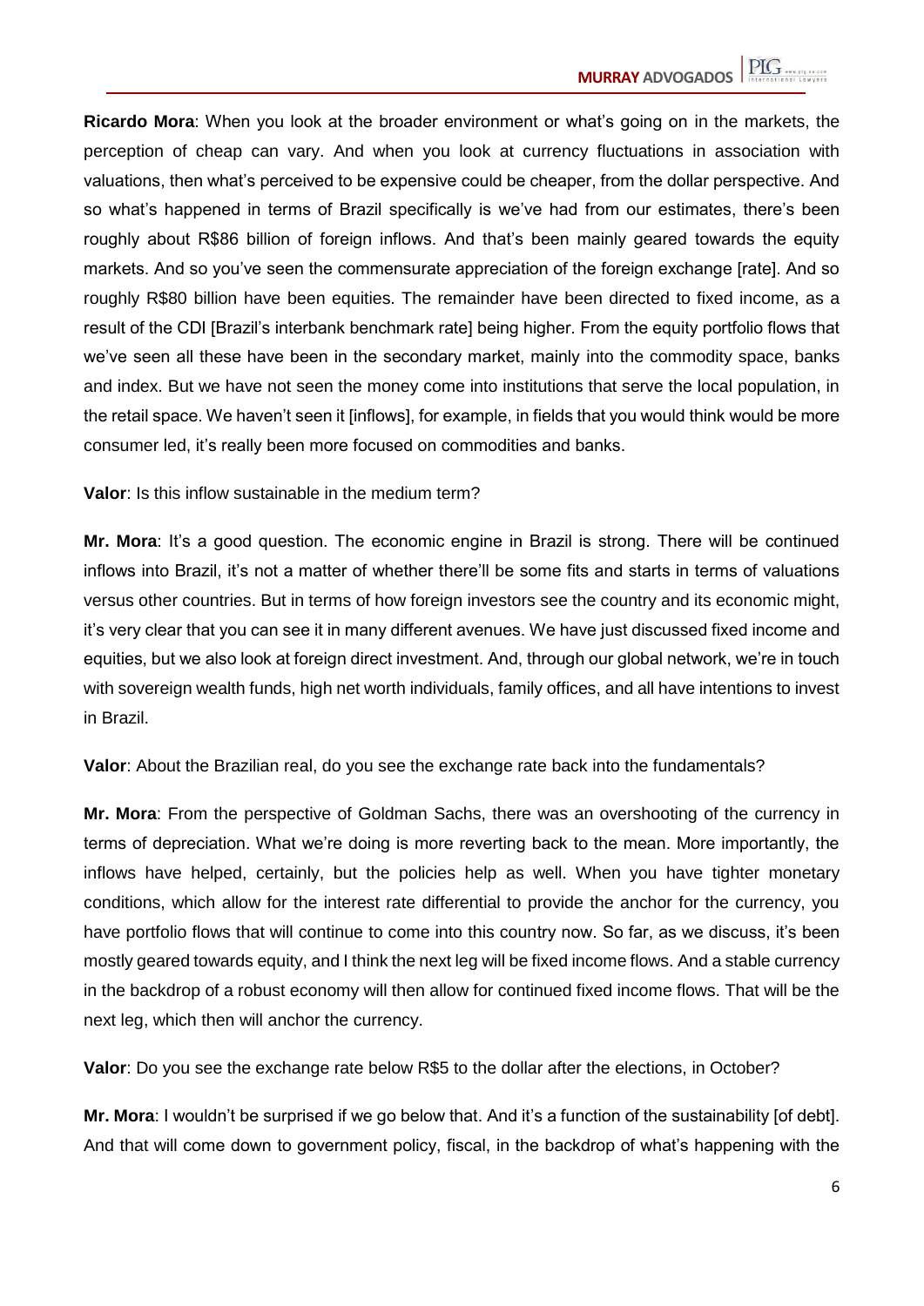**Ricardo Mora**: When you look at the broader environment or what's going on in the markets, the perception of cheap can vary. And when you look at currency fluctuations in association with valuations, then what's perceived to be expensive could be cheaper, from the dollar perspective. And so what's happened in terms of Brazil specifically is we've had from our estimates, there's been roughly about R$86 billion of foreign inflows. And that's been mainly geared towards the equity markets. And so you've seen the commensurate appreciation of the foreign exchange [rate]. And so roughly R$80 billion have been equities. The remainder have been directed to fixed income, as a result of the CDI [Brazil's interbank benchmark rate] being higher. From the equity portfolio flows that we've seen all these have been in the secondary market, mainly into the commodity space, banks and index. But we have not seen the money come into institutions that serve the local population, in the retail space. We haven't seen it [inflows], for example, in fields that you would think would be more consumer led, it's really been more focused on commodities and banks.

**Valor**: Is this inflow sustainable in the medium term?

**Mr. Mora**: It's a good question. The economic engine in Brazil is strong. There will be continued inflows into Brazil, it's not a matter of whether there'll be some fits and starts in terms of valuations versus other countries. But in terms of how foreign investors see the country and its economic might, it's very clear that you can see it in many different avenues. We have just discussed fixed income and equities, but we also look at foreign direct investment. And, through our global network, we're in touch with sovereign wealth funds, high net worth individuals, family offices, and all have intentions to invest in Brazil.

**Valor**: About the Brazilian real, do you see the exchange rate back into the fundamentals?

**Mr. Mora**: From the perspective of Goldman Sachs, there was an overshooting of the currency in terms of depreciation. What we're doing is more reverting back to the mean. More importantly, the inflows have helped, certainly, but the policies help as well. When you have tighter monetary conditions, which allow for the interest rate differential to provide the anchor for the currency, you have portfolio flows that will continue to come into this country now. So far, as we discuss, it's been mostly geared towards equity, and I think the next leg will be fixed income flows. And a stable currency in the backdrop of a robust economy will then allow for continued fixed income flows. That will be the next leg, which then will anchor the currency.

**Valor**: Do you see the exchange rate below R$5 to the dollar after the elections, in October?

**Mr. Mora**: I wouldn't be surprised if we go below that. And it's a function of the sustainability [of debt]. And that will come down to government policy, fiscal, in the backdrop of what's happening with the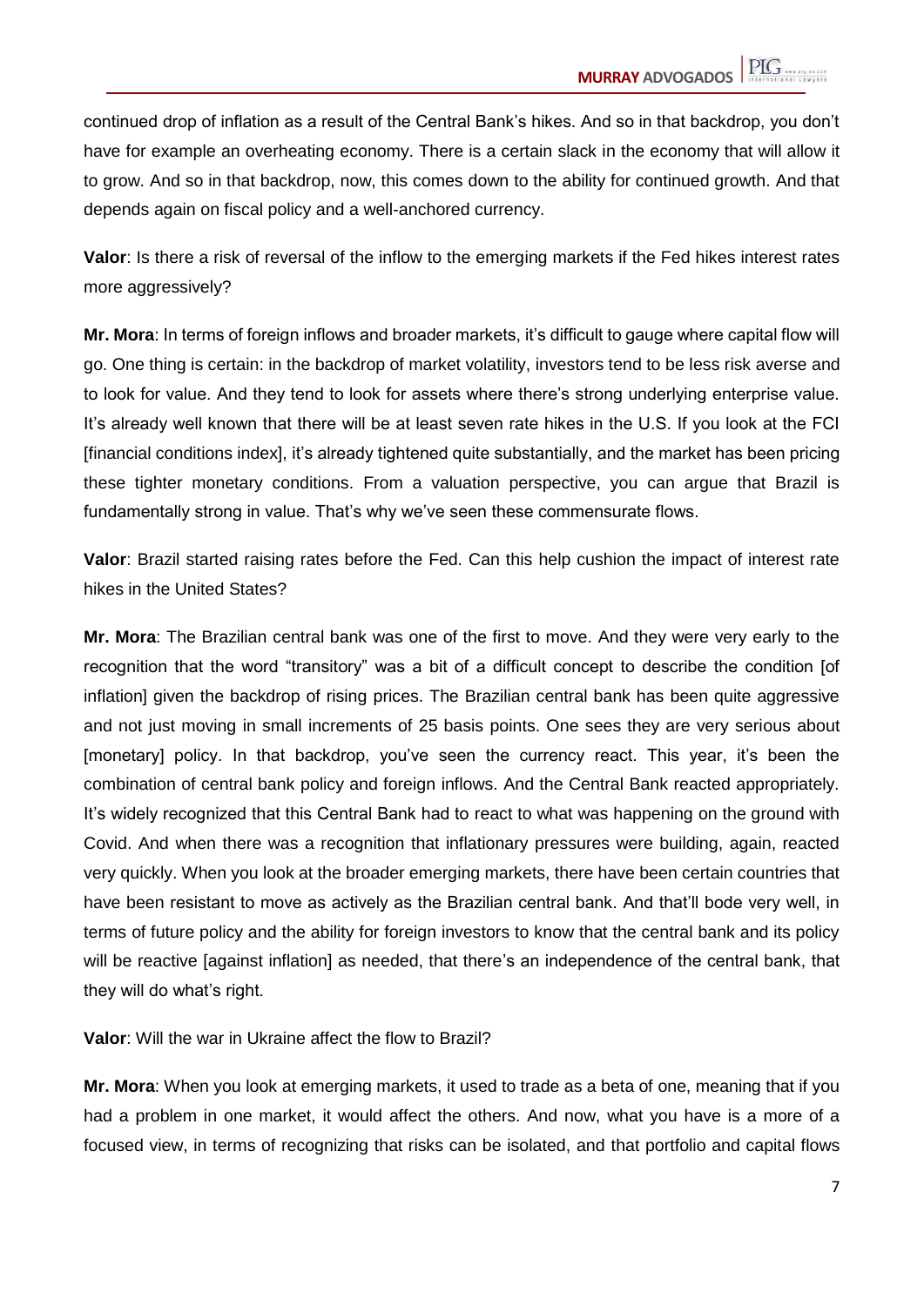continued drop of inflation as a result of the Central Bank's hikes. And so in that backdrop, you don't have for example an overheating economy. There is a certain slack in the economy that will allow it to grow. And so in that backdrop, now, this comes down to the ability for continued growth. And that depends again on fiscal policy and a well-anchored currency.

**Valor**: Is there a risk of reversal of the inflow to the emerging markets if the Fed hikes interest rates more aggressively?

**Mr. Mora**: In terms of foreign inflows and broader markets, it's difficult to gauge where capital flow will go. One thing is certain: in the backdrop of market volatility, investors tend to be less risk averse and to look for value. And they tend to look for assets where there's strong underlying enterprise value. It's already well known that there will be at least seven rate hikes in the U.S. If you look at the FCI [financial conditions index], it's already tightened quite substantially, and the market has been pricing these tighter monetary conditions. From a valuation perspective, you can argue that Brazil is fundamentally strong in value. That's why we've seen these commensurate flows.

**Valor**: Brazil started raising rates before the Fed. Can this help cushion the impact of interest rate hikes in the United States?

**Mr. Mora**: The Brazilian central bank was one of the first to move. And they were very early to the recognition that the word "transitory" was a bit of a difficult concept to describe the condition [of inflation] given the backdrop of rising prices. The Brazilian central bank has been quite aggressive and not just moving in small increments of 25 basis points. One sees they are very serious about [monetary] policy. In that backdrop, you've seen the currency react. This year, it's been the combination of central bank policy and foreign inflows. And the Central Bank reacted appropriately. It's widely recognized that this Central Bank had to react to what was happening on the ground with Covid. And when there was a recognition that inflationary pressures were building, again, reacted very quickly. When you look at the broader emerging markets, there have been certain countries that have been resistant to move as actively as the Brazilian central bank. And that'll bode very well, in terms of future policy and the ability for foreign investors to know that the central bank and its policy will be reactive [against inflation] as needed, that there's an independence of the central bank, that they will do what's right.

**Valor**: Will the war in Ukraine affect the flow to Brazil?

**Mr. Mora**: When you look at emerging markets, it used to trade as a beta of one, meaning that if you had a problem in one market, it would affect the others. And now, what you have is a more of a focused view, in terms of recognizing that risks can be isolated, and that portfolio and capital flows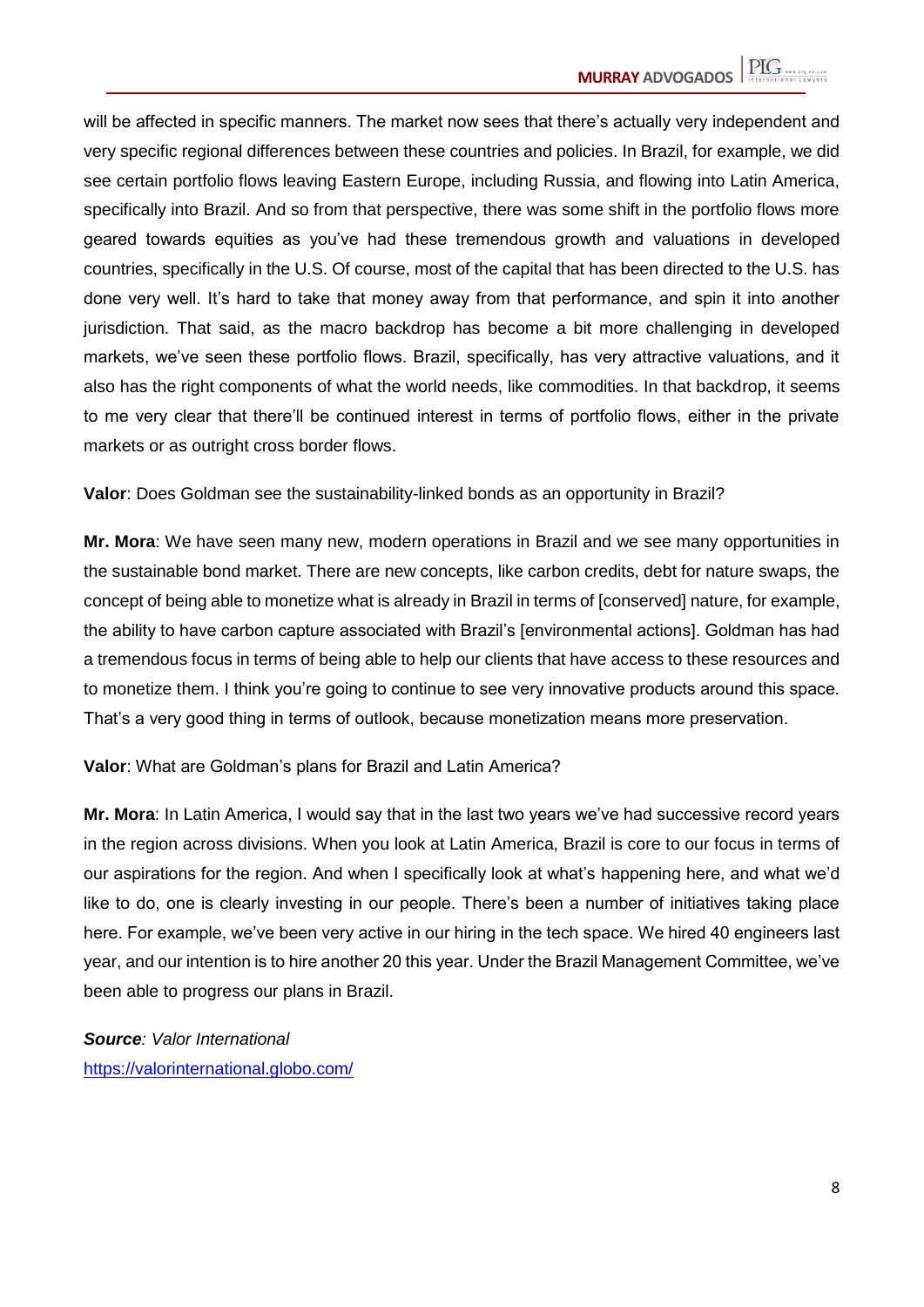will be affected in specific manners. The market now sees that there's actually very independent and very specific regional differences between these countries and policies. In Brazil, for example, we did see certain portfolio flows leaving Eastern Europe, including Russia, and flowing into Latin America, specifically into Brazil. And so from that perspective, there was some shift in the portfolio flows more geared towards equities as you've had these tremendous growth and valuations in developed countries, specifically in the U.S. Of course, most of the capital that has been directed to the U.S. has done very well. It's hard to take that money away from that performance, and spin it into another jurisdiction. That said, as the macro backdrop has become a bit more challenging in developed markets, we've seen these portfolio flows. Brazil, specifically, has very attractive valuations, and it also has the right components of what the world needs, like commodities. In that backdrop, it seems to me very clear that there'll be continued interest in terms of portfolio flows, either in the private markets or as outright cross border flows.

**Valor**: Does Goldman see the sustainability-linked bonds as an opportunity in Brazil?

**Mr. Mora**: We have seen many new, modern operations in Brazil and we see many opportunities in the sustainable bond market. There are new concepts, like carbon credits, debt for nature swaps, the concept of being able to monetize what is already in Brazil in terms of [conserved] nature, for example, the ability to have carbon capture associated with Brazil's [environmental actions]. Goldman has had a tremendous focus in terms of being able to help our clients that have access to these resources and to monetize them. I think you're going to continue to see very innovative products around this space. That's a very good thing in terms of outlook, because monetization means more preservation.

**Valor**: What are Goldman's plans for Brazil and Latin America?

**Mr. Mora**: In Latin America, I would say that in the last two years we've had successive record years in the region across divisions. When you look at Latin America, Brazil is core to our focus in terms of our aspirations for the region. And when I specifically look at what's happening here, and what we'd like to do, one is clearly investing in our people. There's been a number of initiatives taking place here. For example, we've been very active in our hiring in the tech space. We hired 40 engineers last year, and our intention is to hire another 20 this year. Under the Brazil Management Committee, we've been able to progress our plans in Brazil.

***Source**: Valor International*
https://valorinternational.globo.com/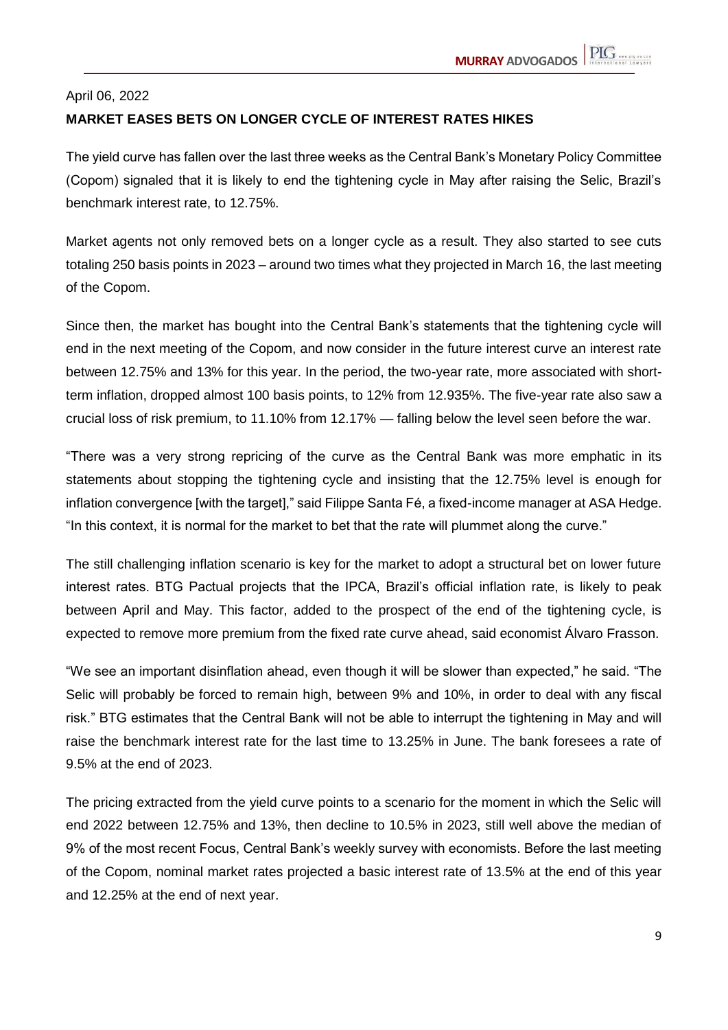April 06, 2022

## MARKET EASES BETS ON LONGER CYCLE OF INTEREST RATES HIKES

The yield curve has fallen over the last three weeks as the Central Bank's Monetary Policy Committee (Copom) signaled that it is likely to end the tightening cycle in May after raising the Selic, Brazil's benchmark interest rate, to 12.75%.

Market agents not only removed bets on a longer cycle as a result. They also started to see cuts totaling 250 basis points in 2023 – around two times what they projected in March 16, the last meeting of the Copom.

Since then, the market has bought into the Central Bank's statements that the tightening cycle will end in the next meeting of the Copom, and now consider in the future interest curve an interest rate between 12.75% and 13% for this year. In the period, the two-year rate, more associated with short-term inflation, dropped almost 100 basis points, to 12% from 12.935%. The five-year rate also saw a crucial loss of risk premium, to 11.10% from 12.17% — falling below the level seen before the war.

"There was a very strong repricing of the curve as the Central Bank was more emphatic in its statements about stopping the tightening cycle and insisting that the 12.75% level is enough for inflation convergence [with the target]," said Filippe Santa Fé, a fixed-income manager at ASA Hedge. "In this context, it is normal for the market to bet that the rate will plummet along the curve."

The still challenging inflation scenario is key for the market to adopt a structural bet on lower future interest rates. BTG Pactual projects that the IPCA, Brazil's official inflation rate, is likely to peak between April and May. This factor, added to the prospect of the end of the tightening cycle, is expected to remove more premium from the fixed rate curve ahead, said economist Álvaro Frasson.

"We see an important disinflation ahead, even though it will be slower than expected," he said. "The Selic will probably be forced to remain high, between 9% and 10%, in order to deal with any fiscal risk." BTG estimates that the Central Bank will not be able to interrupt the tightening in May and will raise the benchmark interest rate for the last time to 13.25% in June. The bank foresees a rate of 9.5% at the end of 2023.

The pricing extracted from the yield curve points to a scenario for the moment in which the Selic will end 2022 between 12.75% and 13%, then decline to 10.5% in 2023, still well above the median of 9% of the most recent Focus, Central Bank's weekly survey with economists. Before the last meeting of the Copom, nominal market rates projected a basic interest rate of 13.5% at the end of this year and 12.25% at the end of next year.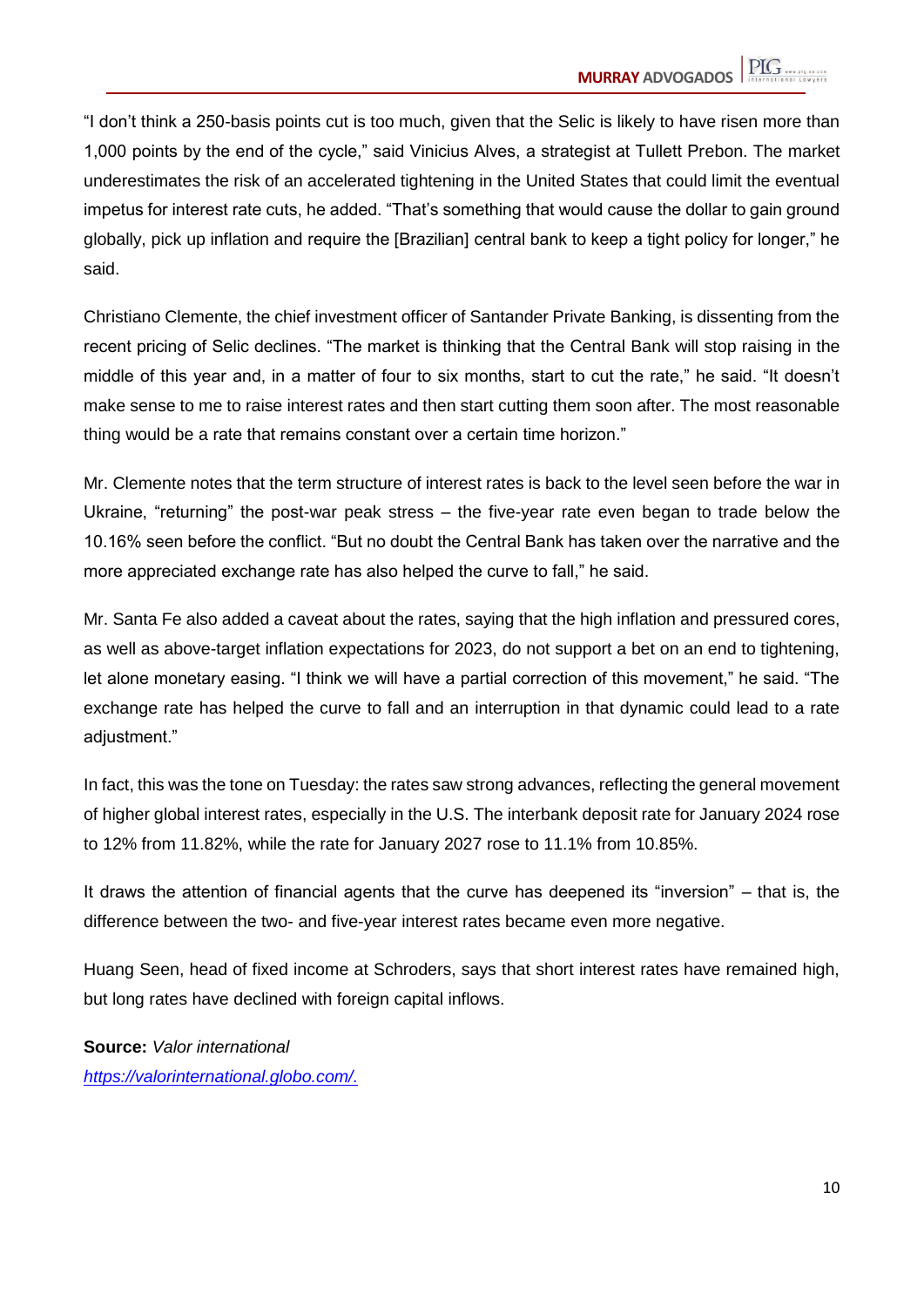"I don't think a 250-basis points cut is too much, given that the Selic is likely to have risen more than 1,000 points by the end of the cycle," said Vinicius Alves, a strategist at Tullett Prebon. The market underestimates the risk of an accelerated tightening in the United States that could limit the eventual impetus for interest rate cuts, he added. "That's something that would cause the dollar to gain ground globally, pick up inflation and require the [Brazilian] central bank to keep a tight policy for longer," he said.

Christiano Clemente, the chief investment officer of Santander Private Banking, is dissenting from the recent pricing of Selic declines. "The market is thinking that the Central Bank will stop raising in the middle of this year and, in a matter of four to six months, start to cut the rate," he said. "It doesn't make sense to me to raise interest rates and then start cutting them soon after. The most reasonable thing would be a rate that remains constant over a certain time horizon."

Mr. Clemente notes that the term structure of interest rates is back to the level seen before the war in Ukraine, "returning" the post-war peak stress – the five-year rate even began to trade below the 10.16% seen before the conflict. "But no doubt the Central Bank has taken over the narrative and the more appreciated exchange rate has also helped the curve to fall," he said.

Mr. Santa Fe also added a caveat about the rates, saying that the high inflation and pressured cores, as well as above-target inflation expectations for 2023, do not support a bet on an end to tightening, let alone monetary easing. "I think we will have a partial correction of this movement," he said. "The exchange rate has helped the curve to fall and an interruption in that dynamic could lead to a rate adjustment."

In fact, this was the tone on Tuesday: the rates saw strong advances, reflecting the general movement of higher global interest rates, especially in the U.S. The interbank deposit rate for January 2024 rose to 12% from 11.82%, while the rate for January 2027 rose to 11.1% from 10.85%.

It draws the attention of financial agents that the curve has deepened its "inversion" – that is, the difference between the two- and five-year interest rates became even more negative.

Huang Seen, head of fixed income at Schroders, says that short interest rates have remained high, but long rates have declined with foreign capital inflows.

**Source:** *Valor international*
*[https://valorinternational.globo.com/.](https://valorinternational.globo.com/)*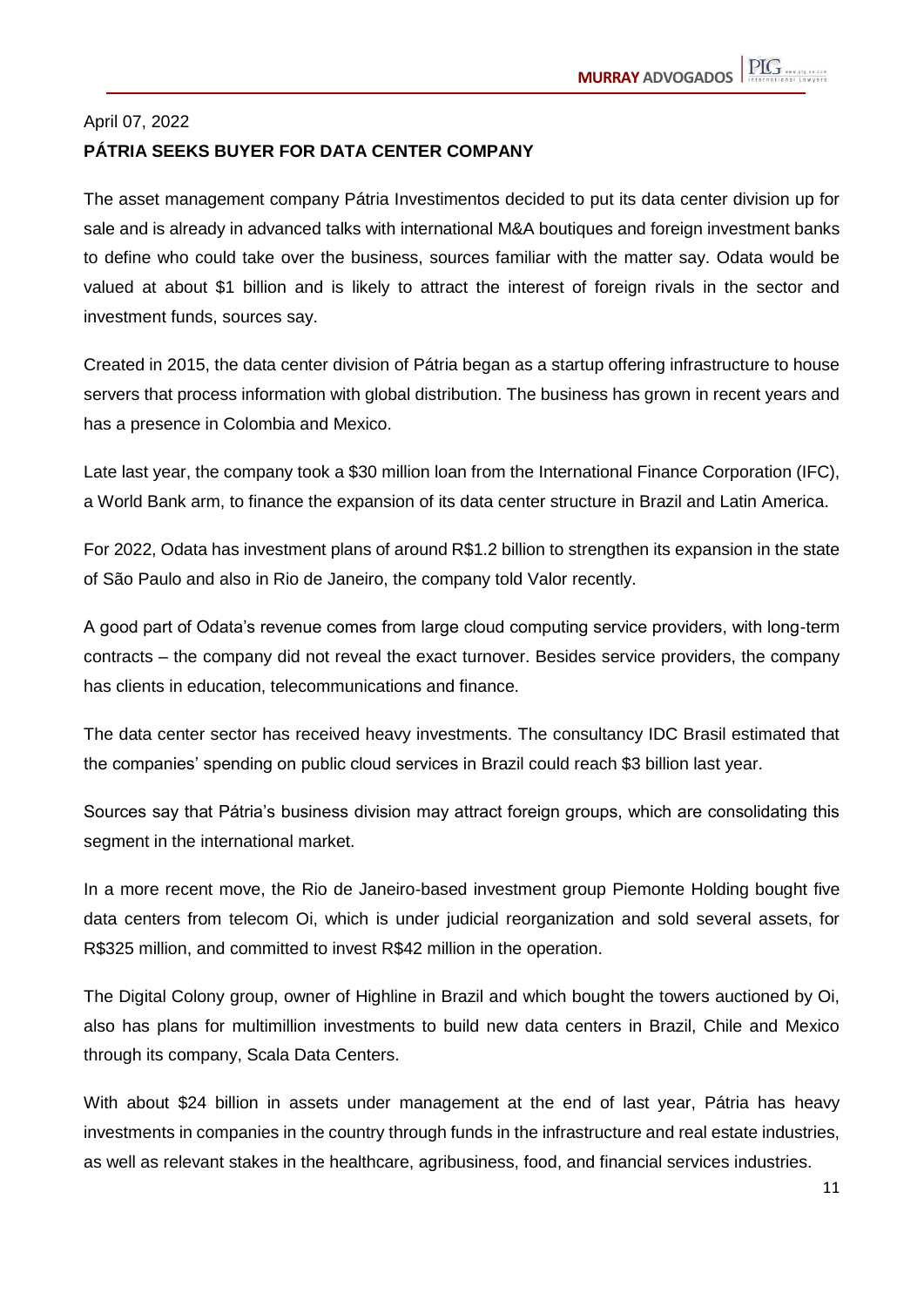April 07, 2022

**PÁTRIA SEEKS BUYER FOR DATA CENTER COMPANY**

The asset management company Pátria Investimentos decided to put its data center division up for sale and is already in advanced talks with international M&A boutiques and foreign investment banks to define who could take over the business, sources familiar with the matter say. Odata would be valued at about $1 billion and is likely to attract the interest of foreign rivals in the sector and investment funds, sources say.

Created in 2015, the data center division of Pátria began as a startup offering infrastructure to house servers that process information with global distribution. The business has grown in recent years and has a presence in Colombia and Mexico.

Late last year, the company took a $30 million loan from the International Finance Corporation (IFC), a World Bank arm, to finance the expansion of its data center structure in Brazil and Latin America.

For 2022, Odata has investment plans of around R$1.2 billion to strengthen its expansion in the state of São Paulo and also in Rio de Janeiro, the company told Valor recently.

A good part of Odata's revenue comes from large cloud computing service providers, with long-term contracts – the company did not reveal the exact turnover. Besides service providers, the company has clients in education, telecommunications and finance.

The data center sector has received heavy investments. The consultancy IDC Brasil estimated that the companies' spending on public cloud services in Brazil could reach $3 billion last year.

Sources say that Pátria's business division may attract foreign groups, which are consolidating this segment in the international market.

In a more recent move, the Rio de Janeiro-based investment group Piemonte Holding bought five data centers from telecom Oi, which is under judicial reorganization and sold several assets, for R$325 million, and committed to invest R$42 million in the operation.

The Digital Colony group, owner of Highline in Brazil and which bought the towers auctioned by Oi, also has plans for multimillion investments to build new data centers in Brazil, Chile and Mexico through its company, Scala Data Centers.

With about $24 billion in assets under management at the end of last year, Pátria has heavy investments in companies in the country through funds in the infrastructure and real estate industries, as well as relevant stakes in the healthcare, agribusiness, food, and financial services industries.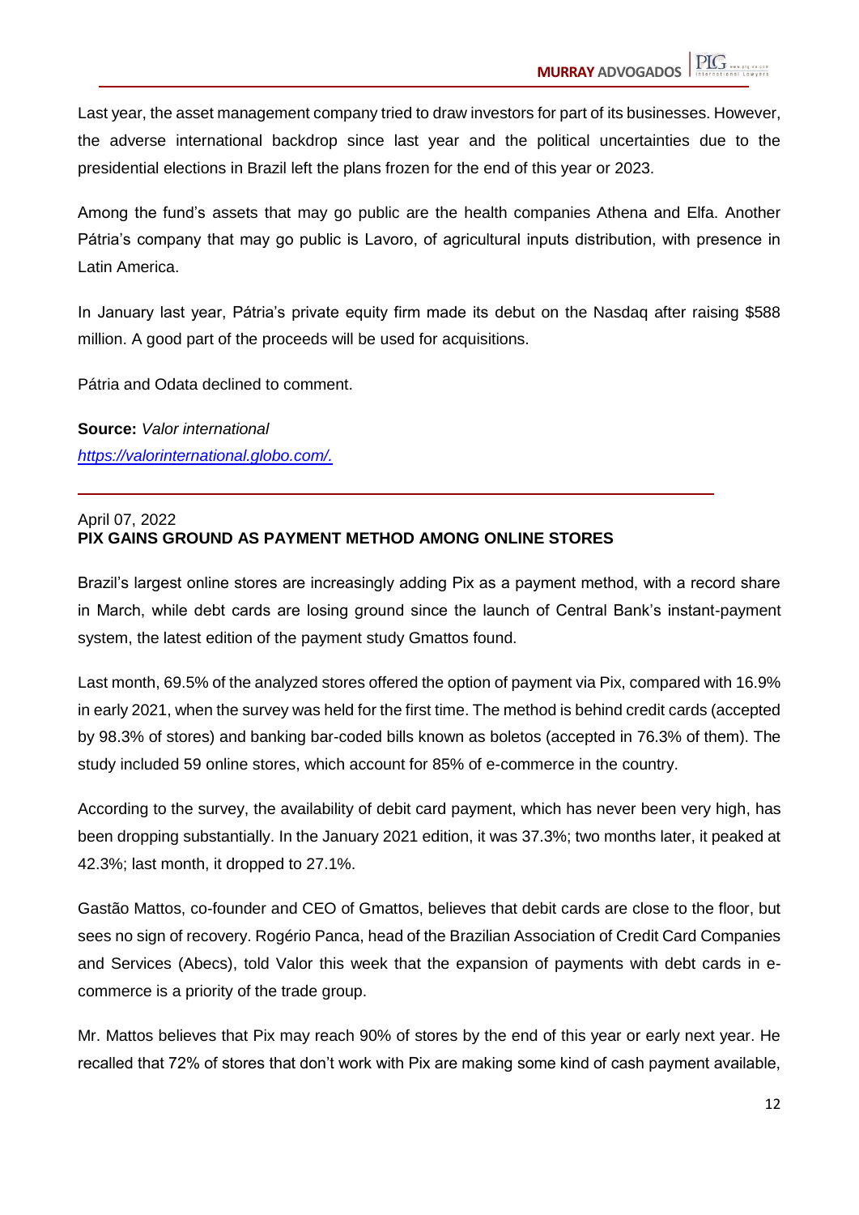Last year, the asset management company tried to draw investors for part of its businesses. However, the adverse international backdrop since last year and the political uncertainties due to the presidential elections in Brazil left the plans frozen for the end of this year or 2023.

Among the fund's assets that may go public are the health companies Athena and Elfa. Another Pátria's company that may go public is Lavoro, of agricultural inputs distribution, with presence in Latin America.

In January last year, Pátria's private equity firm made its debut on the Nasdaq after raising $588 million. A good part of the proceeds will be used for acquisitions.

Pátria and Odata declined to comment.

**Source:** *Valor international*
[https://valorinternational.globo.com/.](https://valorinternational.globo.com/)

---

April 07, 2022
**PIX GAINS GROUND AS PAYMENT METHOD AMONG ONLINE STORES**

Brazil's largest online stores are increasingly adding Pix as a payment method, with a record share in March, while debt cards are losing ground since the launch of Central Bank's instant-payment system, the latest edition of the payment study Gmattos found.

Last month, 69.5% of the analyzed stores offered the option of payment via Pix, compared with 16.9% in early 2021, when the survey was held for the first time. The method is behind credit cards (accepted by 98.3% of stores) and banking bar-coded bills known as boletos (accepted in 76.3% of them). The study included 59 online stores, which account for 85% of e-commerce in the country.

According to the survey, the availability of debit card payment, which has never been very high, has been dropping substantially. In the January 2021 edition, it was 37.3%; two months later, it peaked at 42.3%; last month, it dropped to 27.1%.

Gastão Mattos, co-founder and CEO of Gmattos, believes that debit cards are close to the floor, but sees no sign of recovery. Rogério Panca, head of the Brazilian Association of Credit Card Companies and Services (Abecs), told Valor this week that the expansion of payments with debt cards in e-commerce is a priority of the trade group.

Mr. Mattos believes that Pix may reach 90% of stores by the end of this year or early next year. He recalled that 72% of stores that don't work with Pix are making some kind of cash payment available,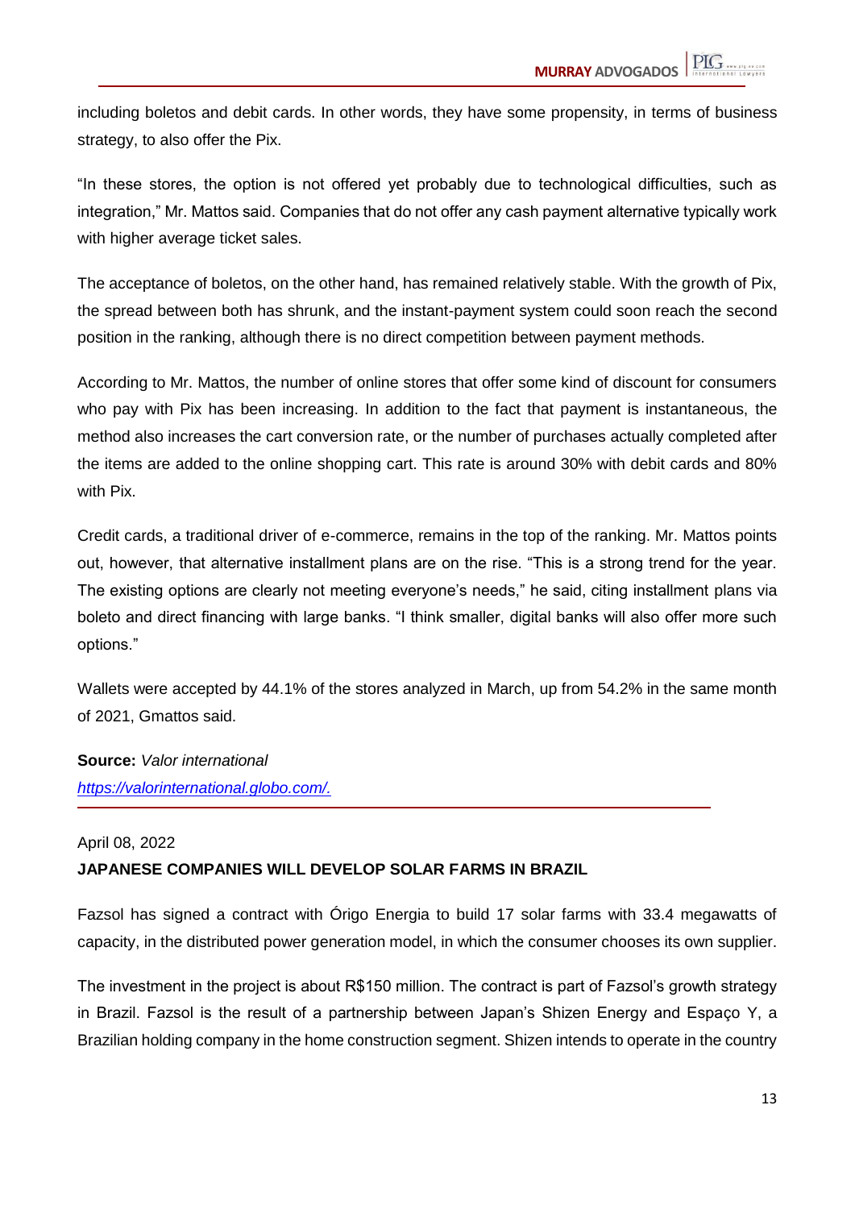including boletos and debit cards. In other words, they have some propensity, in terms of business strategy, to also offer the Pix.

“In these stores, the option is not offered yet probably due to technological difficulties, such as integration,” Mr. Mattos said. Companies that do not offer any cash payment alternative typically work with higher average ticket sales.

The acceptance of boletos, on the other hand, has remained relatively stable. With the growth of Pix, the spread between both has shrunk, and the instant-payment system could soon reach the second position in the ranking, although there is no direct competition between payment methods.

According to Mr. Mattos, the number of online stores that offer some kind of discount for consumers who pay with Pix has been increasing. In addition to the fact that payment is instantaneous, the method also increases the cart conversion rate, or the number of purchases actually completed after the items are added to the online shopping cart. This rate is around 30% with debit cards and 80% with Pix.

Credit cards, a traditional driver of e-commerce, remains in the top of the ranking. Mr. Mattos points out, however, that alternative installment plans are on the rise. “This is a strong trend for the year. The existing options are clearly not meeting everyone’s needs,” he said, citing installment plans via boleto and direct financing with large banks. “I think smaller, digital banks will also offer more such options.”

Wallets were accepted by 44.1% of the stores analyzed in March, up from 54.2% in the same month of 2021, Gmattos said.

**Source:** *Valor international*
*https://valorinternational.globo.com/.*

---

April 08, 2022

**JAPANESE COMPANIES WILL DEVELOP SOLAR FARMS IN BRAZIL**

Fazsol has signed a contract with Órigo Energia to build 17 solar farms with 33.4 megawatts of capacity, in the distributed power generation model, in which the consumer chooses its own supplier.

The investment in the project is about R$150 million. The contract is part of Fazsol’s growth strategy in Brazil. Fazsol is the result of a partnership between Japan’s Shizen Energy and Espaço Y, a Brazilian holding company in the home construction segment. Shizen intends to operate in the country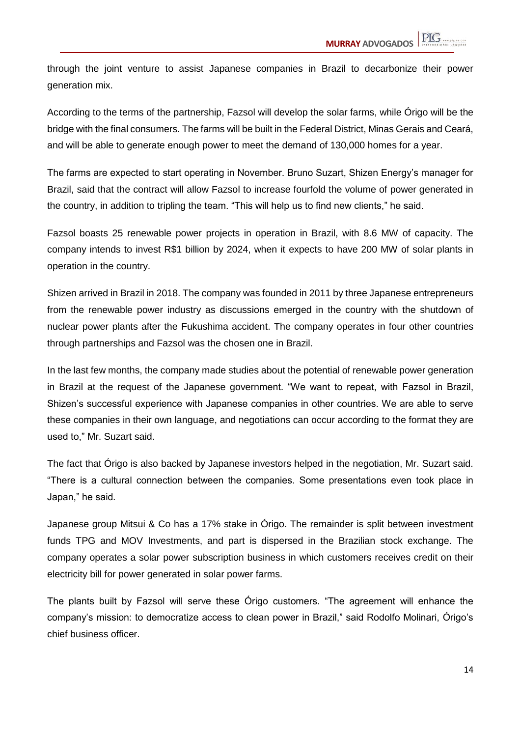through the joint venture to assist Japanese companies in Brazil to decarbonize their power generation mix.

According to the terms of the partnership, Fazsol will develop the solar farms, while Órigo will be the bridge with the final consumers. The farms will be built in the Federal District, Minas Gerais and Ceará, and will be able to generate enough power to meet the demand of 130,000 homes for a year.

The farms are expected to start operating in November. Bruno Suzart, Shizen Energy's manager for Brazil, said that the contract will allow Fazsol to increase fourfold the volume of power generated in the country, in addition to tripling the team. "This will help us to find new clients," he said.

Fazsol boasts 25 renewable power projects in operation in Brazil, with 8.6 MW of capacity. The company intends to invest R$1 billion by 2024, when it expects to have 200 MW of solar plants in operation in the country.

Shizen arrived in Brazil in 2018. The company was founded in 2011 by three Japanese entrepreneurs from the renewable power industry as discussions emerged in the country with the shutdown of nuclear power plants after the Fukushima accident. The company operates in four other countries through partnerships and Fazsol was the chosen one in Brazil.

In the last few months, the company made studies about the potential of renewable power generation in Brazil at the request of the Japanese government. "We want to repeat, with Fazsol in Brazil, Shizen's successful experience with Japanese companies in other countries. We are able to serve these companies in their own language, and negotiations can occur according to the format they are used to," Mr. Suzart said.

The fact that Órigo is also backed by Japanese investors helped in the negotiation, Mr. Suzart said. "There is a cultural connection between the companies. Some presentations even took place in Japan," he said.

Japanese group Mitsui & Co has a 17% stake in Órigo. The remainder is split between investment funds TPG and MOV Investments, and part is dispersed in the Brazilian stock exchange. The company operates a solar power subscription business in which customers receives credit on their electricity bill for power generated in solar power farms.

The plants built by Fazsol will serve these Órigo customers. "The agreement will enhance the company's mission: to democratize access to clean power in Brazil," said Rodolfo Molinari, Órigo's chief business officer.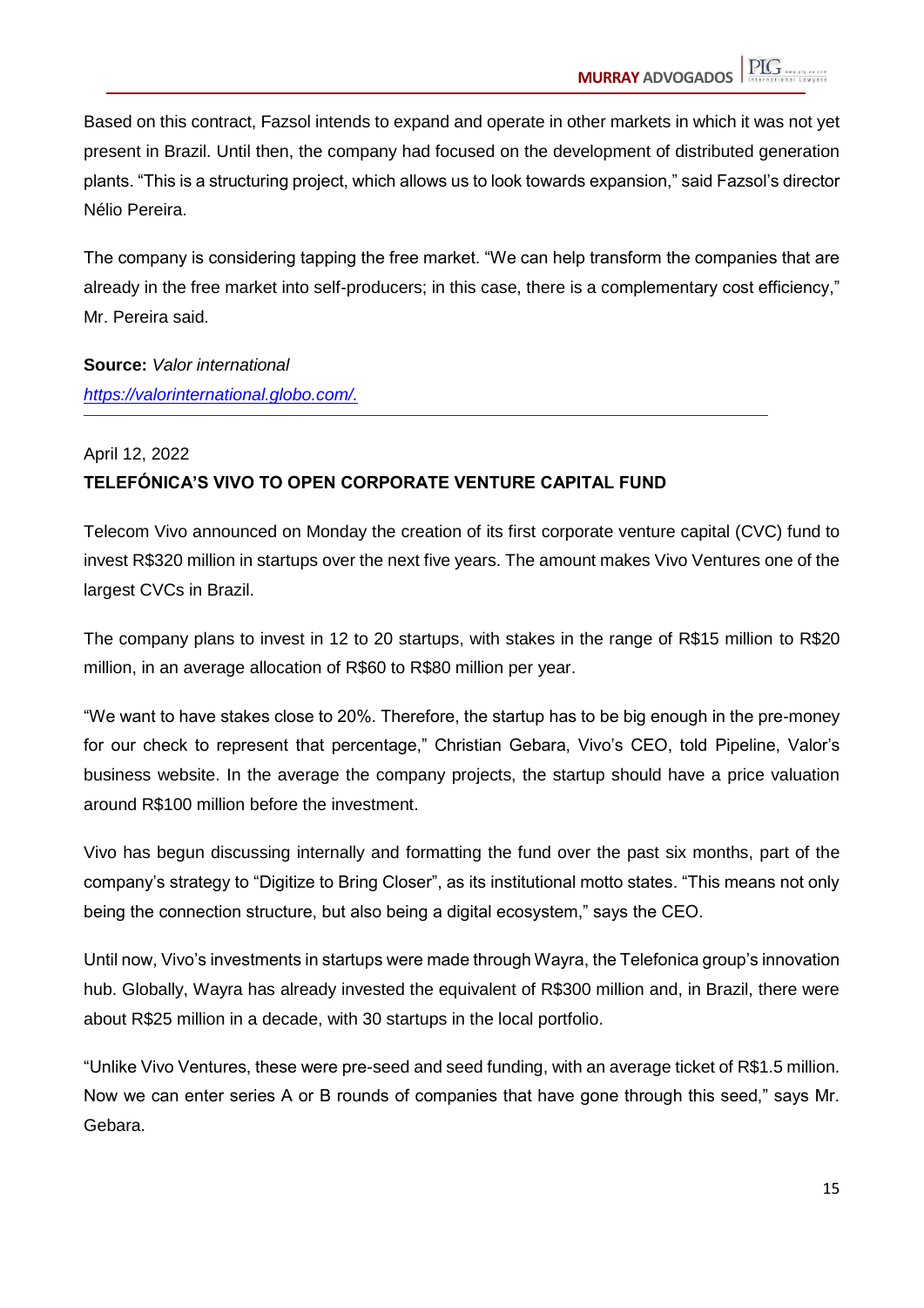Based on this contract, Fazsol intends to expand and operate in other markets in which it was not yet present in Brazil. Until then, the company had focused on the development of distributed generation plants. "This is a structuring project, which allows us to look towards expansion," said Fazsol's director Nélio Pereira.

The company is considering tapping the free market. "We can help transform the companies that are already in the free market into self-producers; in this case, there is a complementary cost efficiency," Mr. Pereira said.

**Source:** *Valor international*
*[https://valorinternational.globo.com/.](https://valorinternational.globo.com/)*

---

April 12, 2022

**TELEFÓNICA'S VIVO TO OPEN CORPORATE VENTURE CAPITAL FUND**

Telecom Vivo announced on Monday the creation of its first corporate venture capital (CVC) fund to invest R$320 million in startups over the next five years. The amount makes Vivo Ventures one of the largest CVCs in Brazil.

The company plans to invest in 12 to 20 startups, with stakes in the range of R$15 million to R$20 million, in an average allocation of R$60 to R$80 million per year.

"We want to have stakes close to 20%. Therefore, the startup has to be big enough in the pre-money for our check to represent that percentage," Christian Gebara, Vivo's CEO, told Pipeline, Valor's business website. In the average the company projects, the startup should have a price valuation around R$100 million before the investment.

Vivo has begun discussing internally and formatting the fund over the past six months, part of the company's strategy to "Digitize to Bring Closer", as its institutional motto states. "This means not only being the connection structure, but also being a digital ecosystem," says the CEO.

Until now, Vivo's investments in startups were made through Wayra, the Telefonica group's innovation hub. Globally, Wayra has already invested the equivalent of R$300 million and, in Brazil, there were about R$25 million in a decade, with 30 startups in the local portfolio.

"Unlike Vivo Ventures, these were pre-seed and seed funding, with an average ticket of R$1.5 million. Now we can enter series A or B rounds of companies that have gone through this seed," says Mr. Gebara.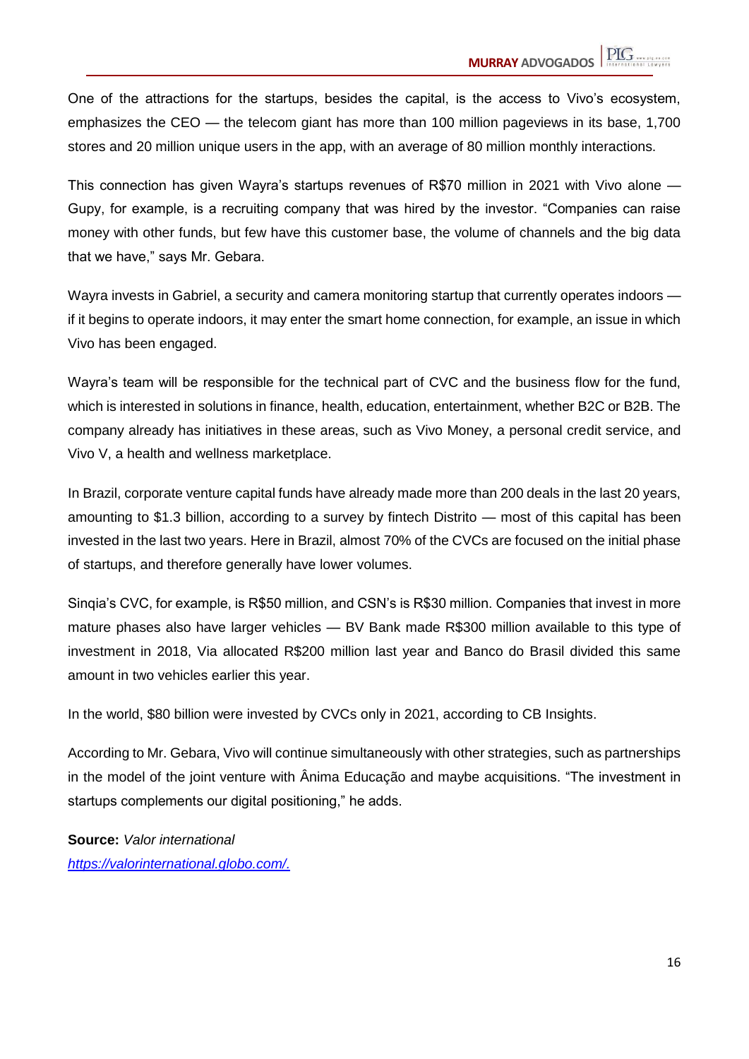One of the attractions for the startups, besides the capital, is the access to Vivo's ecosystem, emphasizes the CEO — the telecom giant has more than 100 million pageviews in its base, 1,700 stores and 20 million unique users in the app, with an average of 80 million monthly interactions.

This connection has given Wayra's startups revenues of R$70 million in 2021 with Vivo alone — Gupy, for example, is a recruiting company that was hired by the investor. "Companies can raise money with other funds, but few have this customer base, the volume of channels and the big data that we have," says Mr. Gebara.

Wayra invests in Gabriel, a security and camera monitoring startup that currently operates indoors — if it begins to operate indoors, it may enter the smart home connection, for example, an issue in which Vivo has been engaged.

Wayra's team will be responsible for the technical part of CVC and the business flow for the fund, which is interested in solutions in finance, health, education, entertainment, whether B2C or B2B. The company already has initiatives in these areas, such as Vivo Money, a personal credit service, and Vivo V, a health and wellness marketplace.

In Brazil, corporate venture capital funds have already made more than 200 deals in the last 20 years, amounting to $1.3 billion, according to a survey by fintech Distrito — most of this capital has been invested in the last two years. Here in Brazil, almost 70% of the CVCs are focused on the initial phase of startups, and therefore generally have lower volumes.

Sinqia's CVC, for example, is R$50 million, and CSN's is R$30 million. Companies that invest in more mature phases also have larger vehicles — BV Bank made R$300 million available to this type of investment in 2018, Via allocated R$200 million last year and Banco do Brasil divided this same amount in two vehicles earlier this year.

In the world, $80 billion were invested by CVCs only in 2021, according to CB Insights.

According to Mr. Gebara, Vivo will continue simultaneously with other strategies, such as partnerships in the model of the joint venture with Ânima Educação and maybe acquisitions. "The investment in startups complements our digital positioning," he adds.

**Source:** *Valor international*
[https://valorinternational.globo.com/.](https://valorinternational.globo.com/)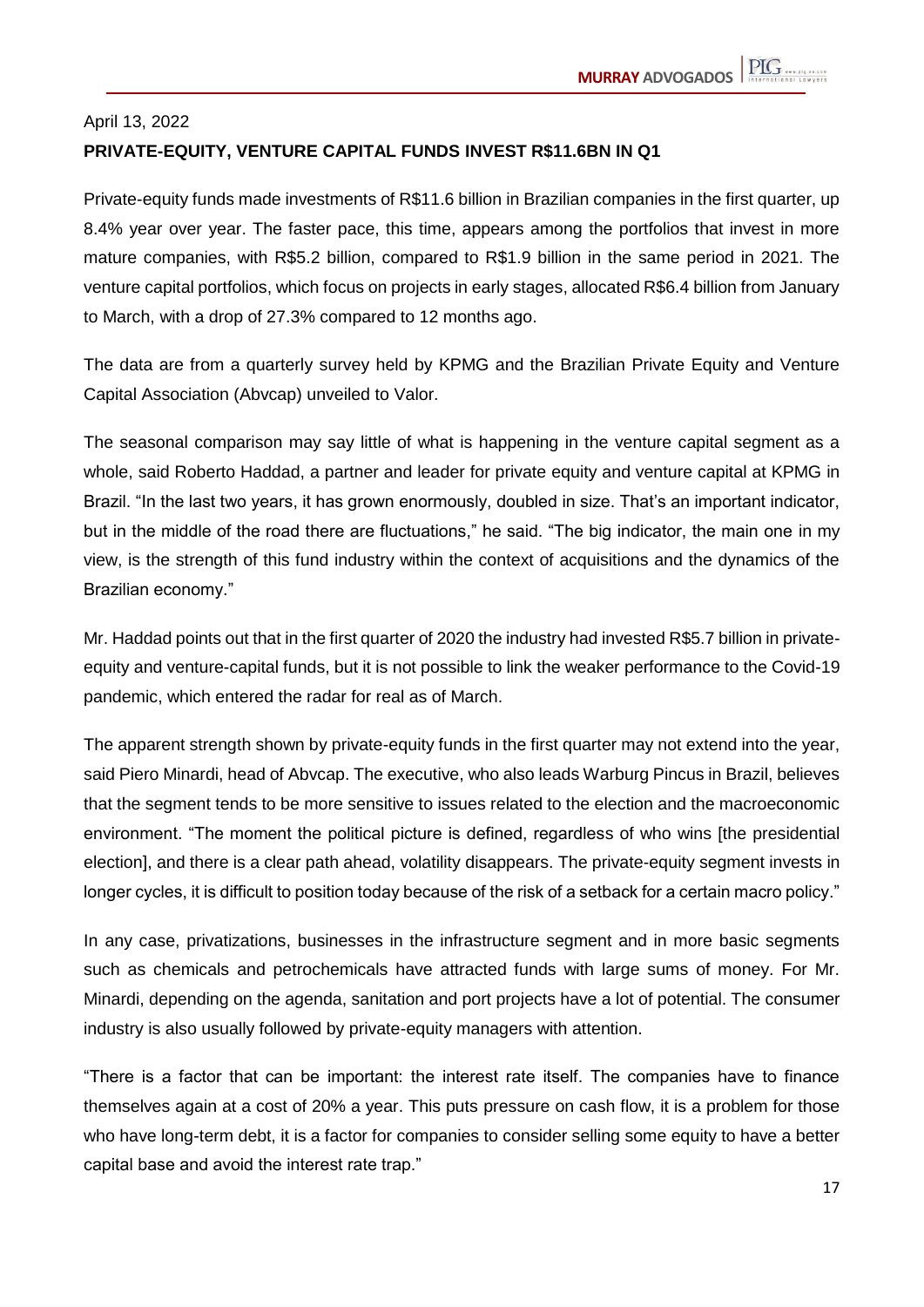April 13, 2022

**PRIVATE-EQUITY, VENTURE CAPITAL FUNDS INVEST R$11.6BN IN Q1**

Private-equity funds made investments of R$11.6 billion in Brazilian companies in the first quarter, up 8.4% year over year. The faster pace, this time, appears among the portfolios that invest in more mature companies, with R$5.2 billion, compared to R$1.9 billion in the same period in 2021. The venture capital portfolios, which focus on projects in early stages, allocated R$6.4 billion from January to March, with a drop of 27.3% compared to 12 months ago.

The data are from a quarterly survey held by KPMG and the Brazilian Private Equity and Venture Capital Association (Abvcap) unveiled to Valor.

The seasonal comparison may say little of what is happening in the venture capital segment as a whole, said Roberto Haddad, a partner and leader for private equity and venture capital at KPMG in Brazil. "In the last two years, it has grown enormously, doubled in size. That's an important indicator, but in the middle of the road there are fluctuations," he said. "The big indicator, the main one in my view, is the strength of this fund industry within the context of acquisitions and the dynamics of the Brazilian economy."

Mr. Haddad points out that in the first quarter of 2020 the industry had invested R$5.7 billion in private-equity and venture-capital funds, but it is not possible to link the weaker performance to the Covid-19 pandemic, which entered the radar for real as of March.

The apparent strength shown by private-equity funds in the first quarter may not extend into the year, said Piero Minardi, head of Abvcap. The executive, who also leads Warburg Pincus in Brazil, believes that the segment tends to be more sensitive to issues related to the election and the macroeconomic environment. "The moment the political picture is defined, regardless of who wins [the presidential election], and there is a clear path ahead, volatility disappears. The private-equity segment invests in longer cycles, it is difficult to position today because of the risk of a setback for a certain macro policy."

In any case, privatizations, businesses in the infrastructure segment and in more basic segments such as chemicals and petrochemicals have attracted funds with large sums of money. For Mr. Minardi, depending on the agenda, sanitation and port projects have a lot of potential. The consumer industry is also usually followed by private-equity managers with attention.

"There is a factor that can be important: the interest rate itself. The companies have to finance themselves again at a cost of 20% a year. This puts pressure on cash flow, it is a problem for those who have long-term debt, it is a factor for companies to consider selling some equity to have a better capital base and avoid the interest rate trap."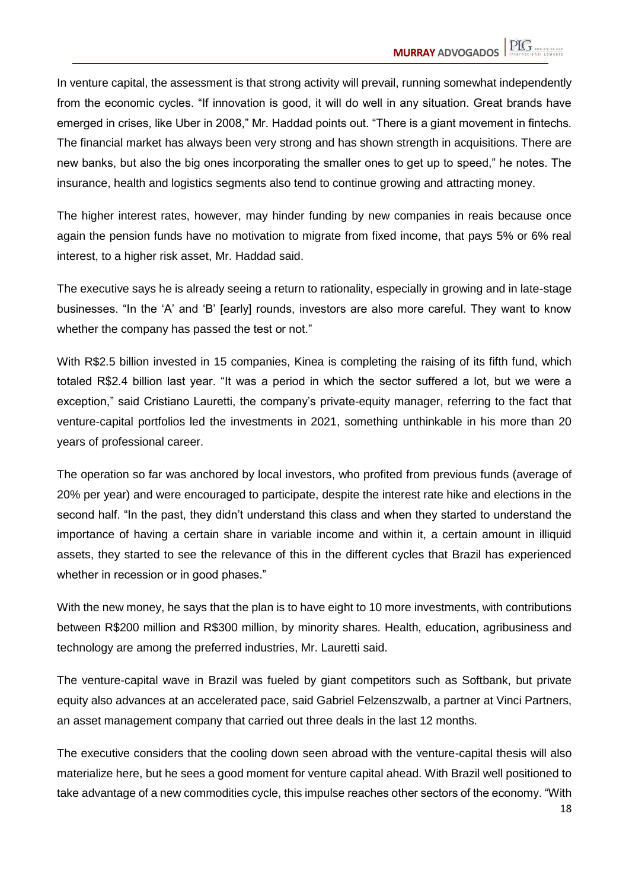In venture capital, the assessment is that strong activity will prevail, running somewhat independently from the economic cycles. "If innovation is good, it will do well in any situation. Great brands have emerged in crises, like Uber in 2008," Mr. Haddad points out. "There is a giant movement in fintechs. The financial market has always been very strong and has shown strength in acquisitions. There are new banks, but also the big ones incorporating the smaller ones to get up to speed," he notes. The insurance, health and logistics segments also tend to continue growing and attracting money.

The higher interest rates, however, may hinder funding by new companies in reais because once again the pension funds have no motivation to migrate from fixed income, that pays 5% or 6% real interest, to a higher risk asset, Mr. Haddad said.

The executive says he is already seeing a return to rationality, especially in growing and in late-stage businesses. "In the 'A' and 'B' [early] rounds, investors are also more careful. They want to know whether the company has passed the test or not."

With R$2.5 billion invested in 15 companies, Kinea is completing the raising of its fifth fund, which totaled R$2.4 billion last year. "It was a period in which the sector suffered a lot, but we were a exception," said Cristiano Lauretti, the company's private-equity manager, referring to the fact that venture-capital portfolios led the investments in 2021, something unthinkable in his more than 20 years of professional career.

The operation so far was anchored by local investors, who profited from previous funds (average of 20% per year) and were encouraged to participate, despite the interest rate hike and elections in the second half. "In the past, they didn't understand this class and when they started to understand the importance of having a certain share in variable income and within it, a certain amount in illiquid assets, they started to see the relevance of this in the different cycles that Brazil has experienced whether in recession or in good phases."

With the new money, he says that the plan is to have eight to 10 more investments, with contributions between R$200 million and R$300 million, by minority shares. Health, education, agribusiness and technology are among the preferred industries, Mr. Lauretti said.

The venture-capital wave in Brazil was fueled by giant competitors such as Softbank, but private equity also advances at an accelerated pace, said Gabriel Felzenszwalb, a partner at Vinci Partners, an asset management company that carried out three deals in the last 12 months.

The executive considers that the cooling down seen abroad with the venture-capital thesis will also materialize here, but he sees a good moment for venture capital ahead. With Brazil well positioned to take advantage of a new commodities cycle, this impulse reaches other sectors of the economy. "With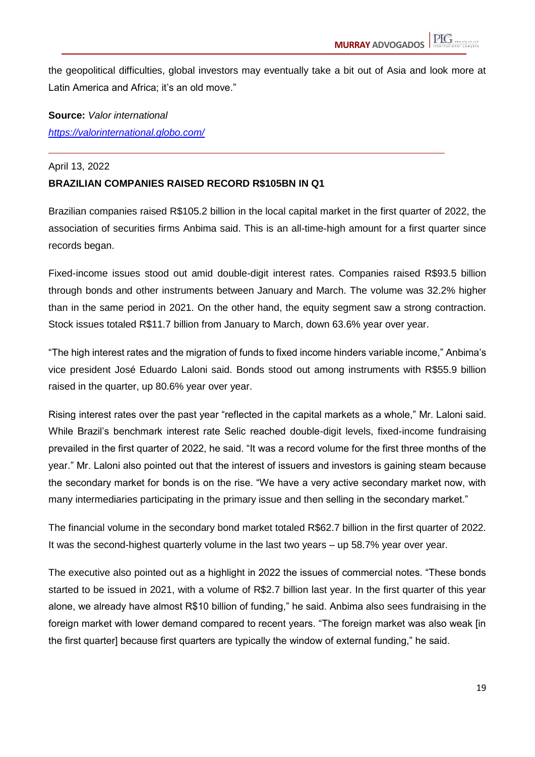the geopolitical difficulties, global investors may eventually take a bit out of Asia and look more at Latin America and Africa; it's an old move."

**Source:** *Valor international*

*https://valorinternational.globo.com/*

---

April 13, 2022

**BRAZILIAN COMPANIES RAISED RECORD R$105BN IN Q1**

Brazilian companies raised R$105.2 billion in the local capital market in the first quarter of 2022, the association of securities firms Anbima said. This is an all-time-high amount for a first quarter since records began.

Fixed-income issues stood out amid double-digit interest rates. Companies raised R$93.5 billion through bonds and other instruments between January and March. The volume was 32.2% higher than in the same period in 2021. On the other hand, the equity segment saw a strong contraction. Stock issues totaled R$11.7 billion from January to March, down 63.6% year over year.

"The high interest rates and the migration of funds to fixed income hinders variable income," Anbima's vice president José Eduardo Laloni said. Bonds stood out among instruments with R$55.9 billion raised in the quarter, up 80.6% year over year.

Rising interest rates over the past year "reflected in the capital markets as a whole," Mr. Laloni said. While Brazil's benchmark interest rate Selic reached double-digit levels, fixed-income fundraising prevailed in the first quarter of 2022, he said. "It was a record volume for the first three months of the year." Mr. Laloni also pointed out that the interest of issuers and investors is gaining steam because the secondary market for bonds is on the rise. "We have a very active secondary market now, with many intermediaries participating in the primary issue and then selling in the secondary market."

The financial volume in the secondary bond market totaled R$62.7 billion in the first quarter of 2022. It was the second-highest quarterly volume in the last two years – up 58.7% year over year.

The executive also pointed out as a highlight in 2022 the issues of commercial notes. "These bonds started to be issued in 2021, with a volume of R$2.7 billion last year. In the first quarter of this year alone, we already have almost R$10 billion of funding," he said. Anbima also sees fundraising in the foreign market with lower demand compared to recent years. "The foreign market was also weak [in the first quarter] because first quarters are typically the window of external funding," he said.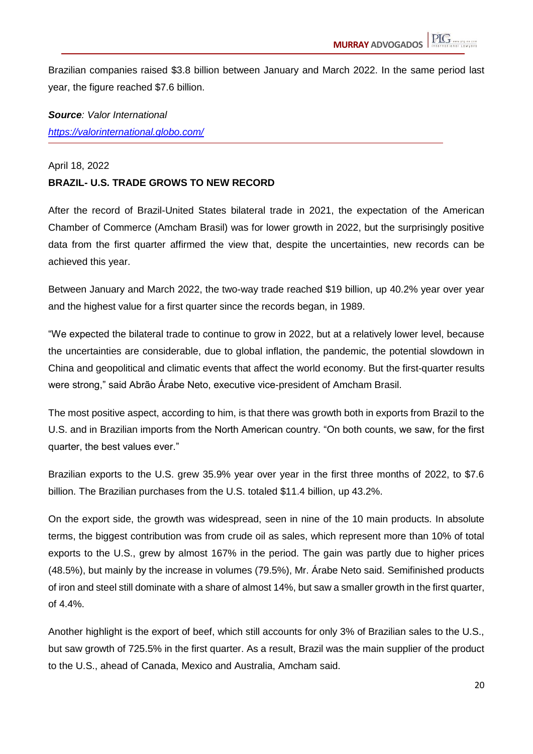Brazilian companies raised \$3.8 billion between January and March 2022. In the same period last year, the figure reached \$7.6 billion.

***Source**: Valor International*
[*https://valorinternational.globo.com/*](https://valorinternational.globo.com/)

---

April 18, 2022

**BRAZIL- U.S. TRADE GROWS TO NEW RECORD**

After the record of Brazil-United States bilateral trade in 2021, the expectation of the American Chamber of Commerce (Amcham Brasil) was for lower growth in 2022, but the surprisingly positive data from the first quarter affirmed the view that, despite the uncertainties, new records can be achieved this year.

Between January and March 2022, the two-way trade reached \$19 billion, up 40.2% year over year and the highest value for a first quarter since the records began, in 1989.

“We expected the bilateral trade to continue to grow in 2022, but at a relatively lower level, because the uncertainties are considerable, due to global inflation, the pandemic, the potential slowdown in China and geopolitical and climatic events that affect the world economy. But the first-quarter results were strong,” said Abrão Árabe Neto, executive vice-president of Amcham Brasil.

The most positive aspect, according to him, is that there was growth both in exports from Brazil to the U.S. and in Brazilian imports from the North American country. “On both counts, we saw, for the first quarter, the best values ever.”

Brazilian exports to the U.S. grew 35.9% year over year in the first three months of 2022, to \$7.6 billion. The Brazilian purchases from the U.S. totaled \$11.4 billion, up 43.2%.

On the export side, the growth was widespread, seen in nine of the 10 main products. In absolute terms, the biggest contribution was from crude oil as sales, which represent more than 10% of total exports to the U.S., grew by almost 167% in the period. The gain was partly due to higher prices (48.5%), but mainly by the increase in volumes (79.5%), Mr. Árabe Neto said. Semifinished products of iron and steel still dominate with a share of almost 14%, but saw a smaller growth in the first quarter, of 4.4%.

Another highlight is the export of beef, which still accounts for only 3% of Brazilian sales to the U.S., but saw growth of 725.5% in the first quarter. As a result, Brazil was the main supplier of the product to the U.S., ahead of Canada, Mexico and Australia, Amcham said.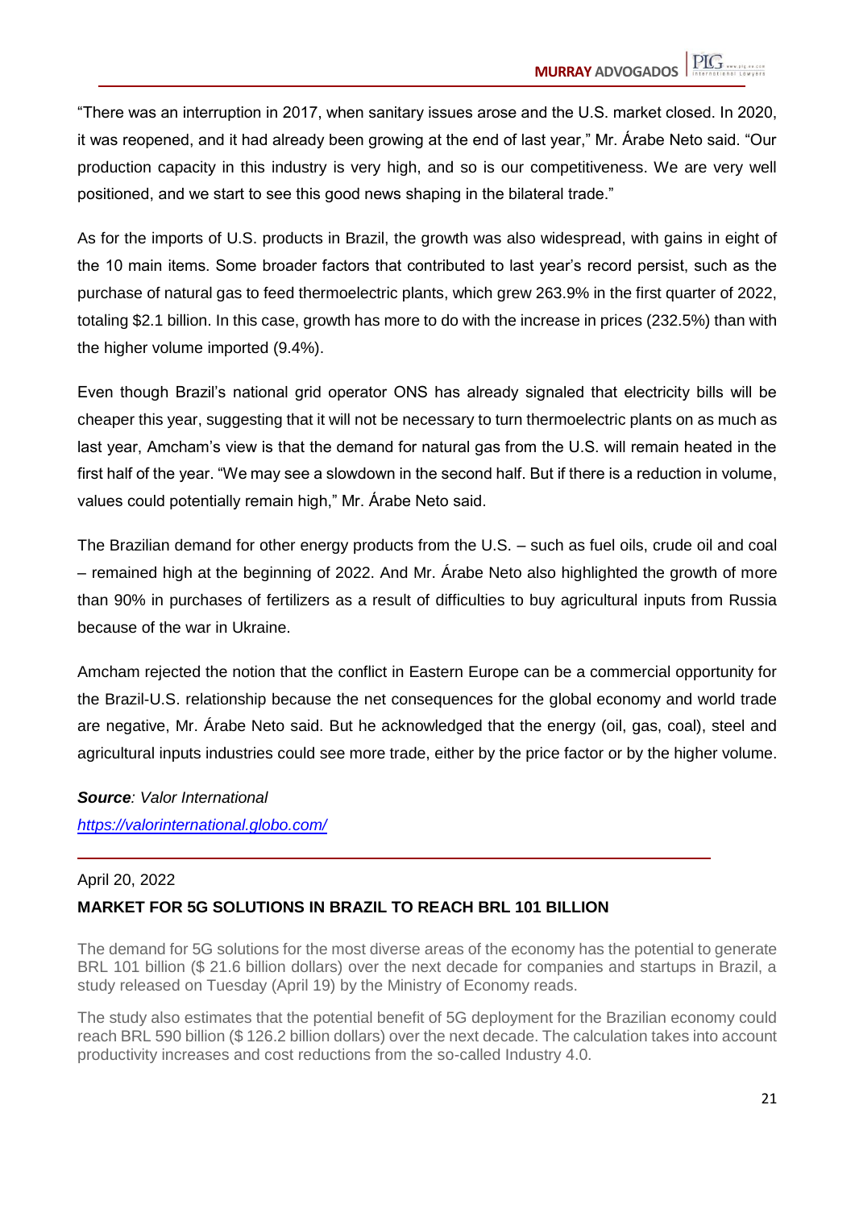"There was an interruption in 2017, when sanitary issues arose and the U.S. market closed. In 2020, it was reopened, and it had already been growing at the end of last year," Mr. Árabe Neto said. "Our production capacity in this industry is very high, and so is our competitiveness. We are very well positioned, and we start to see this good news shaping in the bilateral trade."

As for the imports of U.S. products in Brazil, the growth was also widespread, with gains in eight of the 10 main items. Some broader factors that contributed to last year's record persist, such as the purchase of natural gas to feed thermoelectric plants, which grew 263.9% in the first quarter of 2022, totaling $2.1 billion. In this case, growth has more to do with the increase in prices (232.5%) than with the higher volume imported (9.4%).

Even though Brazil's national grid operator ONS has already signaled that electricity bills will be cheaper this year, suggesting that it will not be necessary to turn thermoelectric plants on as much as last year, Amcham's view is that the demand for natural gas from the U.S. will remain heated in the first half of the year. "We may see a slowdown in the second half. But if there is a reduction in volume, values could potentially remain high," Mr. Árabe Neto said.

The Brazilian demand for other energy products from the U.S. – such as fuel oils, crude oil and coal – remained high at the beginning of 2022. And Mr. Árabe Neto also highlighted the growth of more than 90% in purchases of fertilizers as a result of difficulties to buy agricultural inputs from Russia because of the war in Ukraine.

Amcham rejected the notion that the conflict in Eastern Europe can be a commercial opportunity for the Brazil-U.S. relationship because the net consequences for the global economy and world trade are negative, Mr. Árabe Neto said. But he acknowledged that the energy (oil, gas, coal), steel and agricultural inputs industries could see more trade, either by the price factor or by the higher volume.

***Source****: Valor International*

*https://valorinternational.globo.com/*

---

April 20, 2022

**MARKET FOR 5G SOLUTIONS IN BRAZIL TO REACH BRL 101 BILLION**

The demand for 5G solutions for the most diverse areas of the economy has the potential to generate BRL 101 billion ($ 21.6 billion dollars) over the next decade for companies and startups in Brazil, a study released on Tuesday (April 19) by the Ministry of Economy reads.

The study also estimates that the potential benefit of 5G deployment for the Brazilian economy could reach BRL 590 billion ($ 126.2 billion dollars) over the next decade. The calculation takes into account productivity increases and cost reductions from the so-called Industry 4.0.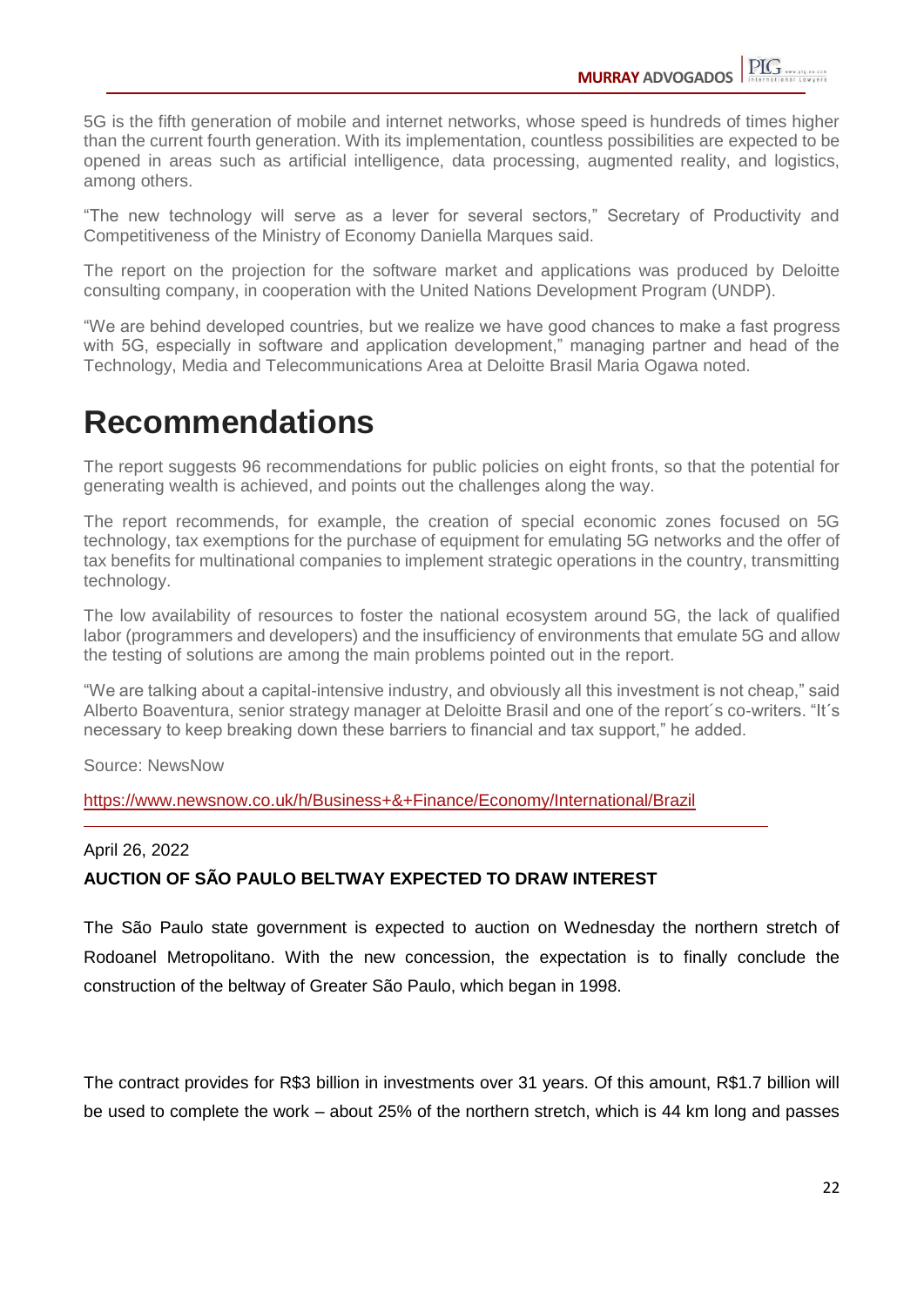5G is the fifth generation of mobile and internet networks, whose speed is hundreds of times higher than the current fourth generation. With its implementation, countless possibilities are expected to be opened in areas such as artificial intelligence, data processing, augmented reality, and logistics, among others.

"The new technology will serve as a lever for several sectors," Secretary of Productivity and Competitiveness of the Ministry of Economy Daniella Marques said.

The report on the projection for the software market and applications was produced by Deloitte consulting company, in cooperation with the United Nations Development Program (UNDP).

"We are behind developed countries, but we realize we have good chances to make a fast progress with 5G, especially in software and application development," managing partner and head of the Technology, Media and Telecommunications Area at Deloitte Brasil Maria Ogawa noted.

# Recommendations

The report suggests 96 recommendations for public policies on eight fronts, so that the potential for generating wealth is achieved, and points out the challenges along the way.

The report recommends, for example, the creation of special economic zones focused on 5G technology, tax exemptions for the purchase of equipment for emulating 5G networks and the offer of tax benefits for multinational companies to implement strategic operations in the country, transmitting technology.

The low availability of resources to foster the national ecosystem around 5G, the lack of qualified labor (programmers and developers) and the insufficiency of environments that emulate 5G and allow the testing of solutions are among the main problems pointed out in the report.

"We are talking about a capital-intensive industry, and obviously all this investment is not cheap," said Alberto Boaventura, senior strategy manager at Deloitte Brasil and one of the report´s co-writers. "It´s necessary to keep breaking down these barriers to financial and tax support," he added.

Source: NewsNow

https://www.newsnow.co.uk/h/Business+&+Finance/Economy/International/Brazil

---

April 26, 2022

**AUCTION OF SÃO PAULO BELTWAY EXPECTED TO DRAW INTEREST**

The São Paulo state government is expected to auction on Wednesday the northern stretch of Rodoanel Metropolitano. With the new concession, the expectation is to finally conclude the construction of the beltway of Greater São Paulo, which began in 1998.

The contract provides for R$3 billion in investments over 31 years. Of this amount, R$1.7 billion will be used to complete the work – about 25% of the northern stretch, which is 44 km long and passes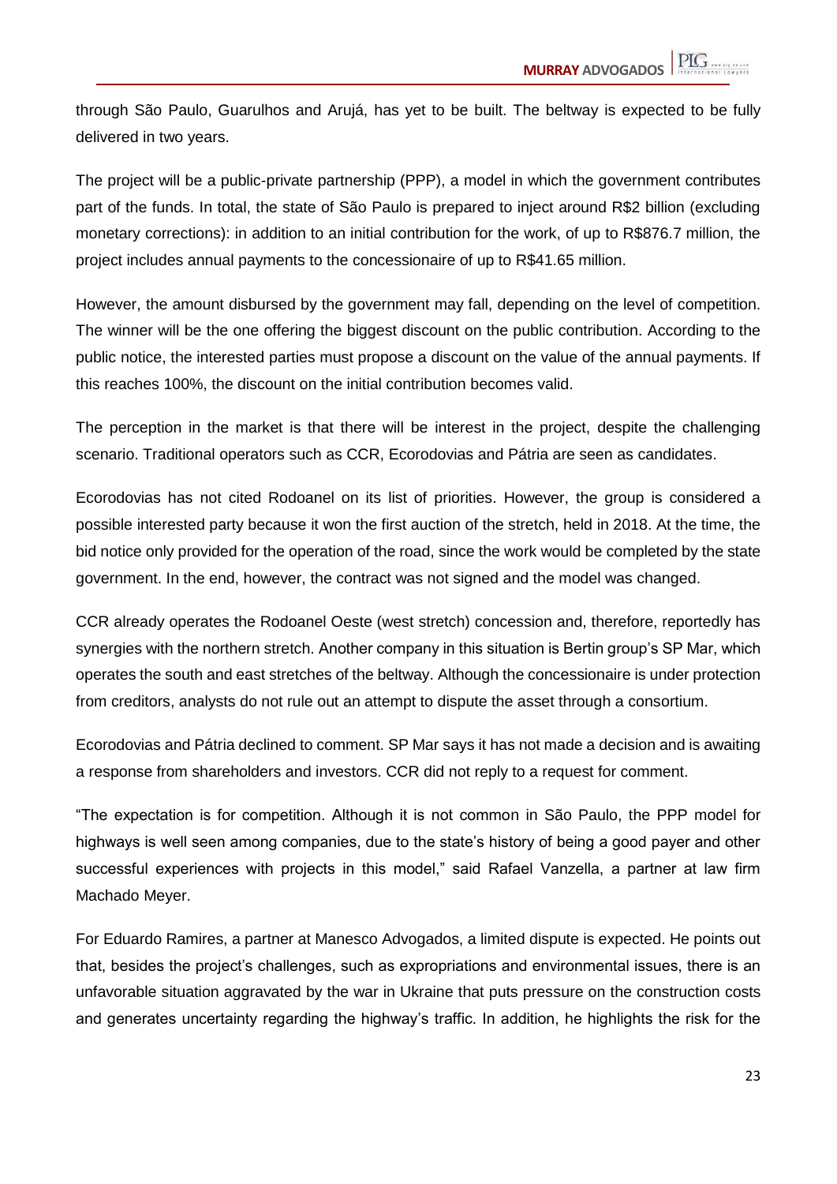through São Paulo, Guarulhos and Arujá, has yet to be built. The beltway is expected to be fully delivered in two years.

The project will be a public-private partnership (PPP), a model in which the government contributes part of the funds. In total, the state of São Paulo is prepared to inject around R$2 billion (excluding monetary corrections): in addition to an initial contribution for the work, of up to R$876.7 million, the project includes annual payments to the concessionaire of up to R$41.65 million.

However, the amount disbursed by the government may fall, depending on the level of competition. The winner will be the one offering the biggest discount on the public contribution. According to the public notice, the interested parties must propose a discount on the value of the annual payments. If this reaches 100%, the discount on the initial contribution becomes valid.

The perception in the market is that there will be interest in the project, despite the challenging scenario. Traditional operators such as CCR, Ecorodovias and Pátria are seen as candidates.

Ecorodovias has not cited Rodoanel on its list of priorities. However, the group is considered a possible interested party because it won the first auction of the stretch, held in 2018. At the time, the bid notice only provided for the operation of the road, since the work would be completed by the state government. In the end, however, the contract was not signed and the model was changed.

CCR already operates the Rodoanel Oeste (west stretch) concession and, therefore, reportedly has synergies with the northern stretch. Another company in this situation is Bertin group's SP Mar, which operates the south and east stretches of the beltway. Although the concessionaire is under protection from creditors, analysts do not rule out an attempt to dispute the asset through a consortium.

Ecorodovias and Pátria declined to comment. SP Mar says it has not made a decision and is awaiting a response from shareholders and investors. CCR did not reply to a request for comment.

"The expectation is for competition. Although it is not common in São Paulo, the PPP model for highways is well seen among companies, due to the state's history of being a good payer and other successful experiences with projects in this model," said Rafael Vanzella, a partner at law firm Machado Meyer.

For Eduardo Ramires, a partner at Manesco Advogados, a limited dispute is expected. He points out that, besides the project's challenges, such as expropriations and environmental issues, there is an unfavorable situation aggravated by the war in Ukraine that puts pressure on the construction costs and generates uncertainty regarding the highway's traffic. In addition, he highlights the risk for the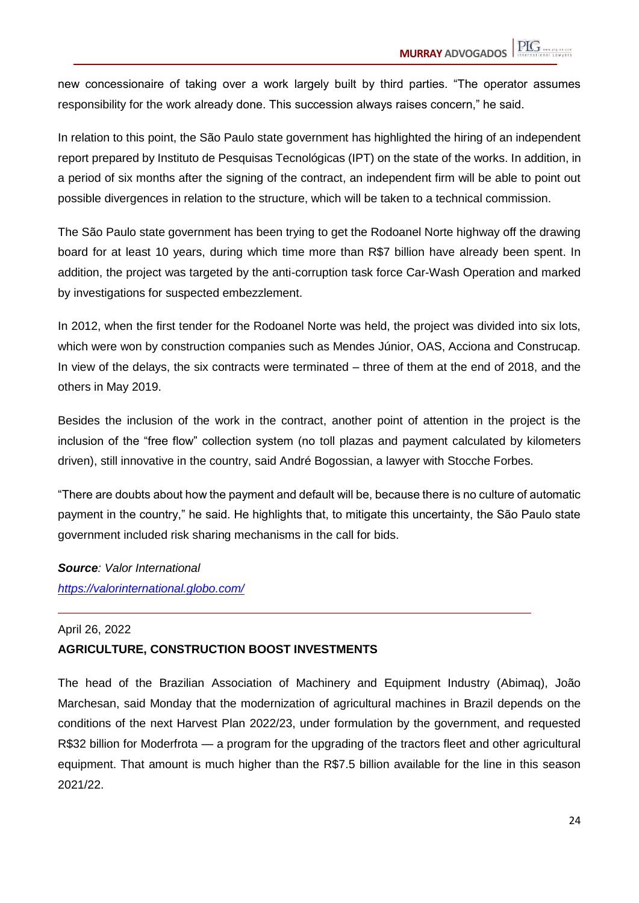new concessionaire of taking over a work largely built by third parties. “The operator assumes responsibility for the work already done. This succession always raises concern,” he said.

In relation to this point, the São Paulo state government has highlighted the hiring of an independent report prepared by Instituto de Pesquisas Tecnológicas (IPT) on the state of the works. In addition, in a period of six months after the signing of the contract, an independent firm will be able to point out possible divergences in relation to the structure, which will be taken to a technical commission.

The São Paulo state government has been trying to get the Rodoanel Norte highway off the drawing board for at least 10 years, during which time more than R$7 billion have already been spent. In addition, the project was targeted by the anti-corruption task force Car-Wash Operation and marked by investigations for suspected embezzlement.

In 2012, when the first tender for the Rodoanel Norte was held, the project was divided into six lots, which were won by construction companies such as Mendes Júnior, OAS, Acciona and Construcap. In view of the delays, the six contracts were terminated – three of them at the end of 2018, and the others in May 2019.

Besides the inclusion of the work in the contract, another point of attention in the project is the inclusion of the “free flow” collection system (no toll plazas and payment calculated by kilometers driven), still innovative in the country, said André Bogossian, a lawyer with Stocche Forbes.

“There are doubts about how the payment and default will be, because there is no culture of automatic payment in the country,” he said. He highlights that, to mitigate this uncertainty, the São Paulo state government included risk sharing mechanisms in the call for bids.

***Source**: Valor International*
*https://valorinternational.globo.com/*

---

April 26, 2022

**AGRICULTURE, CONSTRUCTION BOOST INVESTMENTS**

The head of the Brazilian Association of Machinery and Equipment Industry (Abimaq), João Marchesan, said Monday that the modernization of agricultural machines in Brazil depends on the conditions of the next Harvest Plan 2022/23, under formulation by the government, and requested R$32 billion for Moderfrota — a program for the upgrading of the tractors fleet and other agricultural equipment. That amount is much higher than the R$7.5 billion available for the line in this season 2021/22.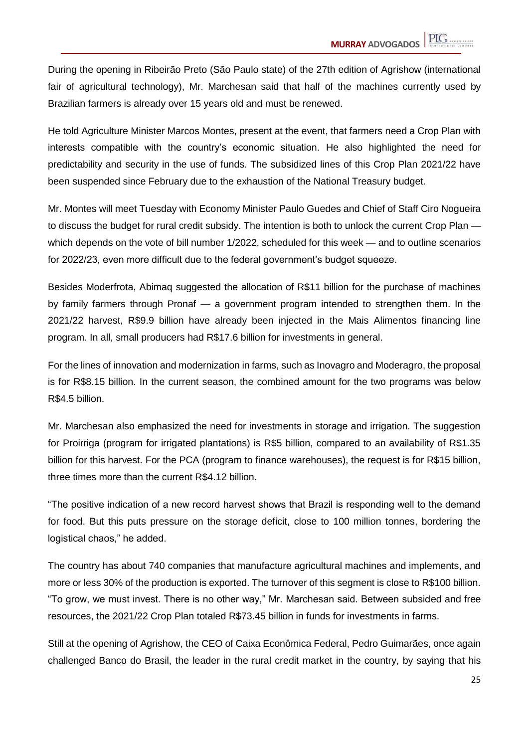During the opening in Ribeirão Preto (São Paulo state) of the 27th edition of Agrishow (international fair of agricultural technology), Mr. Marchesan said that half of the machines currently used by Brazilian farmers is already over 15 years old and must be renewed.

He told Agriculture Minister Marcos Montes, present at the event, that farmers need a Crop Plan with interests compatible with the country's economic situation. He also highlighted the need for predictability and security in the use of funds. The subsidized lines of this Crop Plan 2021/22 have been suspended since February due to the exhaustion of the National Treasury budget.

Mr. Montes will meet Tuesday with Economy Minister Paulo Guedes and Chief of Staff Ciro Nogueira to discuss the budget for rural credit subsidy. The intention is both to unlock the current Crop Plan — which depends on the vote of bill number 1/2022, scheduled for this week — and to outline scenarios for 2022/23, even more difficult due to the federal government's budget squeeze.

Besides Moderfrota, Abimaq suggested the allocation of R$11 billion for the purchase of machines by family farmers through Pronaf — a government program intended to strengthen them. In the 2021/22 harvest, R$9.9 billion have already been injected in the Mais Alimentos financing line program. In all, small producers had R$17.6 billion for investments in general.

For the lines of innovation and modernization in farms, such as Inovagro and Moderagro, the proposal is for R$8.15 billion. In the current season, the combined amount for the two programs was below R$4.5 billion.

Mr. Marchesan also emphasized the need for investments in storage and irrigation. The suggestion for Proirriga (program for irrigated plantations) is R$5 billion, compared to an availability of R$1.35 billion for this harvest. For the PCA (program to finance warehouses), the request is for R$15 billion, three times more than the current R$4.12 billion.

"The positive indication of a new record harvest shows that Brazil is responding well to the demand for food. But this puts pressure on the storage deficit, close to 100 million tonnes, bordering the logistical chaos," he added.

The country has about 740 companies that manufacture agricultural machines and implements, and more or less 30% of the production is exported. The turnover of this segment is close to R$100 billion. "To grow, we must invest. There is no other way," Mr. Marchesan said. Between subsided and free resources, the 2021/22 Crop Plan totaled R$73.45 billion in funds for investments in farms.

Still at the opening of Agrishow, the CEO of Caixa Econômica Federal, Pedro Guimarães, once again challenged Banco do Brasil, the leader in the rural credit market in the country, by saying that his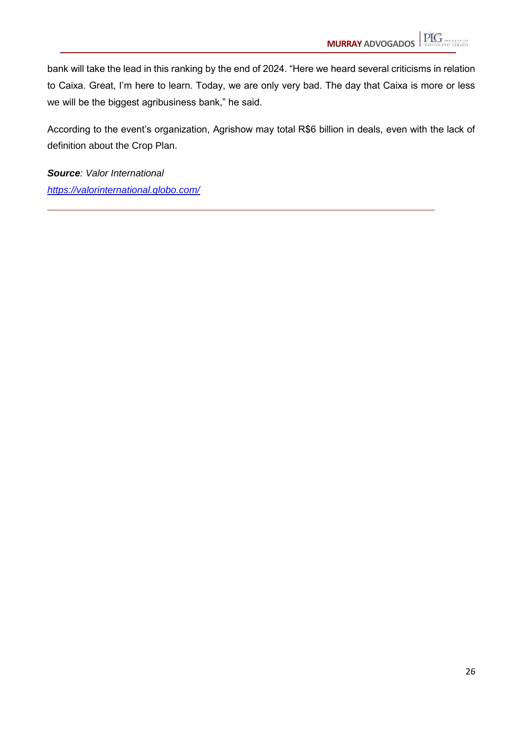bank will take the lead in this ranking by the end of 2024. "Here we heard several criticisms in relation to Caixa. Great, I'm here to learn. Today, we are only very bad. The day that Caixa is more or less we will be the biggest agribusiness bank," he said.

According to the event's organization, Agrishow may total R$6 billion in deals, even with the lack of definition about the Crop Plan.

***Source**: Valor International*
*https://valorinternational.globo.com/*